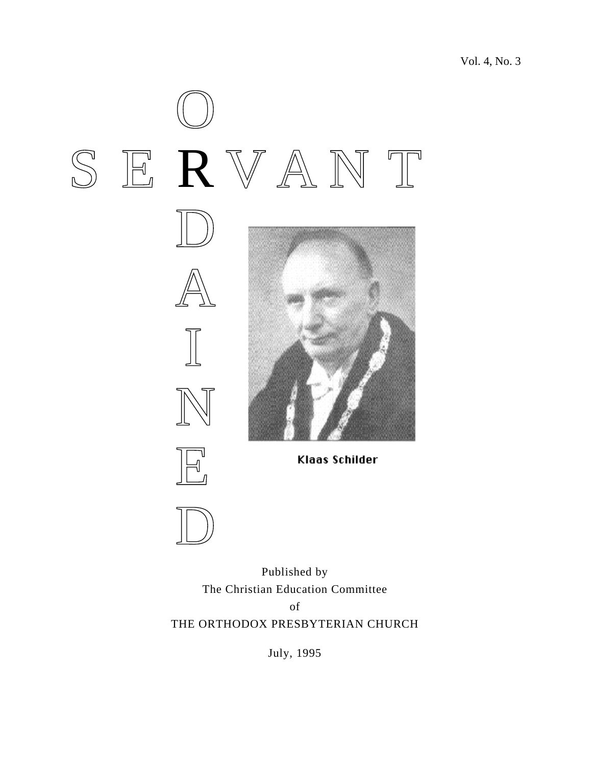Vol. 4, No. 3

# ORDAINED SERVANT

Klaas Schilder

Published by
The Christian Education Committee
of
THE ORTHODOX PRESBYTERIAN CHURCH

July, 1995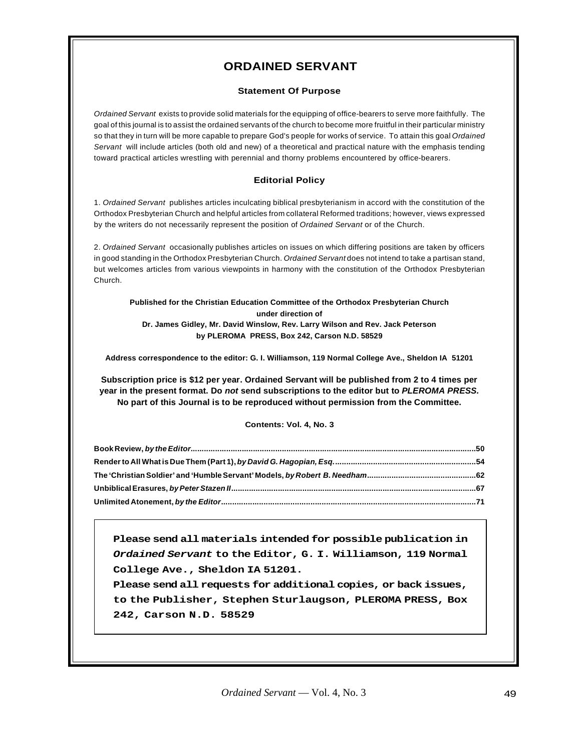# ORDAINED SERVANT

### Statement Of Purpose

*Ordained Servant* exists to provide solid materials for the equipping of office-bearers to serve more faithfully. The goal of this journal is to assist the ordained servants of the church to become more fruitful in their particular ministry so that they in turn will be more capable to prepare God's people for works of service. To attain this goal *Ordained Servant* will include articles (both old and new) of a theoretical and practical nature with the emphasis tending toward practical articles wrestling with perennial and thorny problems encountered by office-bearers.

### Editorial Policy

1. *Ordained Servant* publishes articles inculcating biblical presbyterianism in accord with the constitution of the Orthodox Presbyterian Church and helpful articles from collateral Reformed traditions; however, views expressed by the writers do not necessarily represent the position of *Ordained Servant* or of the Church.

2. *Ordained Servant* occasionally publishes articles on issues on which differing positions are taken by officers in good standing in the Orthodox Presbyterian Church. *Ordained Servant* does not intend to take a partisan stand, but welcomes articles from various viewpoints in harmony with the constitution of the Orthodox Presbyterian Church.

**Published for the Christian Education Committee of the Orthodox Presbyterian Church under direction of Dr. James Gidley, Mr. David Winslow, Rev. Larry Wilson and Rev. Jack Peterson by PLEROMA PRESS, Box 242, Carson N.D. 58529**

**Address correspondence to the editor: G. I. Williamson, 119 Normal College Ave., Sheldon IA 51201**

**Subscription price is $12 per year. Ordained Servant will be published from 2 to 4 times per year in the present format. Do *not* send subscriptions to the editor but to *PLEROMA PRESS.* No part of this Journal is to be reproduced without permission from the Committee.**

**Contents: Vol. 4, No. 3**

**Book Review, *by the Editor*...................................50**
**Render to All What is Due Them (Part 1), *by David G. Hagopian, Esq.*...................................54**
**The 'Christian Soldier' and 'Humble Servant' Models, *by Robert B. Needham*...................................62**
**Unbiblical Erasures, *by Peter Stazen II*...................................67**
**Unlimited Atonement, *by the Editor*...................................71**

**Please send all materials intended for possible publication in *Ordained Servant* to the Editor, G. I. Williamson, 119 Normal College Ave., Sheldon IA 51201.**
**Please send all requests for additional copies, or back issues, to the Publisher, Stephen Sturlaugson, PLEROMA PRESS, Box 242, Carson N.D. 58529**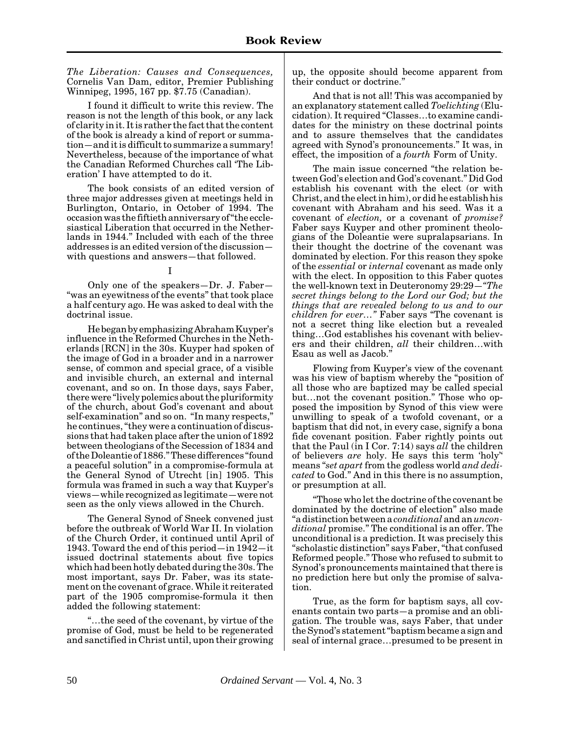## Book Review

*The Liberation: Causes and Consequences,* Cornelis Van Dam, editor, Premier Publishing Winnipeg, 1995, 167 pp. $7.75 (Canadian).

I found it difficult to write this review. The reason is not the length of this book, or any lack of clarity in it. It is rather the fact that the content of the book is already a kind of report or summation—and it is difficult to summarize a summary! Nevertheless, because of the importance of what the Canadian Reformed Churches call 'The Liberation' I have attempted to do it.

The book consists of an edited version of three major addresses given at meetings held in Burlington, Ontario, in October of 1994. The occasion was the fiftieth anniversary of "the ecclesiastical Liberation that occurred in the Netherlands in 1944." Included with each of the three addresses is an edited version of the discussion—with questions and answers—that followed.

I

Only one of the speakers—Dr. J. Faber—"was an eyewitness of the events" that took place a half century ago. He was asked to deal with the doctrinal issue.

He began by emphasizing Abraham Kuyper's influence in the Reformed Churches in the Netherlands [RCN] in the 30s. Kuyper had spoken of the image of God in a broader and in a narrower sense, of common and special grace, of a visible and invisible church, an external and internal covenant, and so on. In those days, says Faber, there were "lively polemics about the pluriformity of the church, about God's covenant and about self-examination" and so on. "In many respects," he continues, "they were a continuation of discussions that had taken place after the union of 1892 between theologians of the Secession of 1834 and of the Doleantie of 1886." These differences "found a peaceful solution" in a compromise-formula at the General Synod of Utrecht [in] 1905. This formula was framed in such a way that Kuyper's views—while recognized as legitimate—were not seen as the only views allowed in the Church.

The General Synod of Sneek convened just before the outbreak of World War II. In violation of the Church Order, it continued until April of 1943. Toward the end of this period—in 1942—it issued doctrinal statements about five topics which had been hotly debated during the 30s. The most important, says Dr. Faber, was its statement on the covenant of grace. While it reiterated part of the 1905 compromise-formula it then added the following statement:

"…the seed of the covenant, by virtue of the promise of God, must be held to be regenerated and sanctified in Christ until, upon their growing up, the opposite should become apparent from their conduct or doctrine."

And that is not all! This was accompanied by an explanatory statement called *Toelichting* (Elucidation). It required "Classes…to examine candidates for the ministry on these doctrinal points and to assure themselves that the candidates agreed with Synod's pronouncements." It was, in effect, the imposition of a *fourth* Form of Unity.

The main issue concerned "the relation between God's election and God's covenant." Did God establish his covenant with the elect (or with Christ, and the elect in him), or did he establish his covenant with Abraham and his seed. Was it a covenant of *election,* or a covenant of *promise?* Faber says Kuyper and other prominent theologians of the Doleantie were supralapsarians. In their thought the doctrine of the covenant was dominated by election. For this reason they spoke of the *essential* or *internal* covenant as made only with the elect. In opposition to this Faber quotes the well-known text in Deuteronomy 29:29—*"The secret things belong to the Lord our God; but the things that are revealed belong to us and to our children for ever…"* Faber says "The covenant is not a secret thing like election but a revealed thing…God establishes his covenant with believers and their children, *all* their children…with Esau as well as Jacob."

Flowing from Kuyper's view of the covenant was his view of baptism whereby the "position of all those who are baptized may be called special but…not the covenant position." Those who opposed the imposition by Synod of this view were unwilling to speak of a twofold covenant, or a baptism that did not, in every case, signify a bona fide covenant position. Faber rightly points out that the Paul (in I Cor. 7:14) says *all* the children of believers *are* holy. He says this term 'holy" means "*set apart* from the godless world *and dedicated* to God." And in this there is no assumption, or presumption at all.

"Those who let the doctrine of the covenant be dominated by the doctrine of election" also made "a distinction between a *conditional* and an *unconditional* promise." The conditional is an offer. The unconditional is a prediction. It was precisely this "scholastic distinction" says Faber, "that confused Reformed people." Those who refused to submit to Synod's pronouncements maintained that there is no prediction here but only the promise of salvation.

True, as the form for baptism says, all covenants contain two parts—a promise and an obligation. The trouble was, says Faber, that under the Synod's statement "baptism became a sign and seal of internal grace…presumed to be present in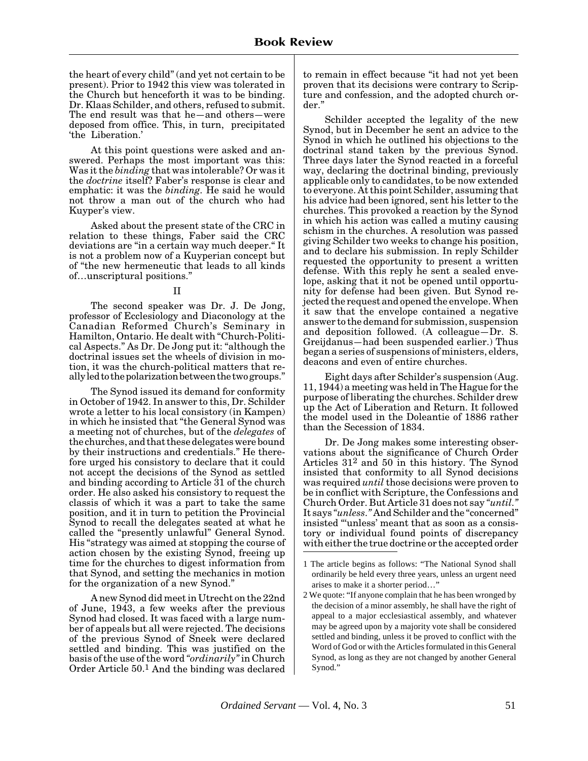the heart of every child" (and yet not certain to be present). Prior to 1942 this view was tolerated in the Church but henceforth it was to be binding. Dr. Klaas Schilder, and others, refused to submit. The end result was that he—and others—were deposed from office. This, in turn, precipitated 'the Liberation.'

At this point questions were asked and answered. Perhaps the most important was this: Was it the *binding* that was intolerable? Or was it the *doctrine* itself? Faber's response is clear and emphatic: it was the *binding*. He said he would not throw a man out of the church who had Kuyper's view.

Asked about the present state of the CRC in relation to these things, Faber said the CRC deviations are "in a certain way much deeper." It is not a problem now of a Kuyperian concept but of "the new hermeneutic that leads to all kinds of…unscriptural positions."

II

The second speaker was Dr. J. De Jong, professor of Ecclesiology and Diaconology at the Canadian Reformed Church's Seminary in Hamilton, Ontario. He dealt with "Church-Political Aspects." As Dr. De Jong put it: "although the doctrinal issues set the wheels of division in motion, it was the church-political matters that really led to the polarization between the two groups."

The Synod issued its demand for conformity in October of 1942. In answer to this, Dr. Schilder wrote a letter to his local consistory (in Kampen) in which he insisted that "the General Synod was a meeting not of churches, but of the *delegates* of the churches, and that these delegates were bound by their instructions and credentials." He therefore urged his consistory to declare that it could not accept the decisions of the Synod as settled and binding according to Article 31 of the church order. He also asked his consistory to request the classis of which it was a part to take the same position, and it in turn to petition the Provincial Synod to recall the delegates seated at what he called the "presently unlawful" General Synod. His "strategy was aimed at stopping the course of action chosen by the existing Synod, freeing up time for the churches to digest information from that Synod, and setting the mechanics in motion for the organization of a new Synod."

A new Synod did meet in Utrecht on the 22nd of June, 1943, a few weeks after the previous Synod had closed. It was faced with a large number of appeals but all were rejected. The decisions of the previous Synod of Sneek were declared settled and binding. This was justified on the basis of the use of the word *"ordinarily"* in Church Order Article 50.[1] And the binding was declared to remain in effect because "it had not yet been proven that its decisions were contrary to Scripture and confession, and the adopted church order."

Schilder accepted the legality of the new Synod, but in December he sent an advice to the Synod in which he outlined his objections to the doctrinal stand taken by the previous Synod. Three days later the Synod reacted in a forceful way, declaring the doctrinal binding, previously applicable only to candidates, to be now extended to everyone. At this point Schilder, assuming that his advice had been ignored, sent his letter to the churches. This provoked a reaction by the Synod in which his action was called a mutiny causing schism in the churches. A resolution was passed giving Schilder two weeks to change his position, and to declare his submission. In reply Schilder requested the opportunity to present a written defense. With this reply he sent a sealed envelope, asking that it not be opened until opportunity for defense had been given. But Synod rejected the request and opened the envelope. When it saw that the envelope contained a negative answer to the demand for submission, suspension and deposition followed. (A colleague—Dr. S. Greijdanus—had been suspended earlier.) Thus began a series of suspensions of ministers, elders, deacons and even of entire churches.

Eight days after Schilder's suspension (Aug. 11, 1944) a meeting was held in The Hague for the purpose of liberating the churches. Schilder drew up the Act of Liberation and Return. It followed the model used in the Doleantie of 1886 rather than the Secession of 1834.

Dr. De Jong makes some interesting observations about the significance of Church Order Articles 31[2] and 50 in this history. The Synod insisted that conformity to all Synod decisions was required *until* those decisions were proven to be in conflict with Scripture, the Confessions and Church Order. But Article 31 does not say *"until."* It says *"unless."* And Schilder and the "concerned" insisted "'unless' meant that as soon as a consistory or individual found points of discrepancy with either the true doctrine or the accepted order

---

1 The article begins as follows: "The National Synod shall ordinarily be held every three years, unless an urgent need arises to make it a shorter period…"

2 We quote: "If anyone complain that he has been wronged by the decision of a minor assembly, he shall have the right of appeal to a major ecclesiastical assembly, and whatever may be agreed upon by a majority vote shall be considered settled and binding, unless it be proved to conflict with the Word of God or with the Articles formulated in this General Synod, as long as they are not changed by another General Synod."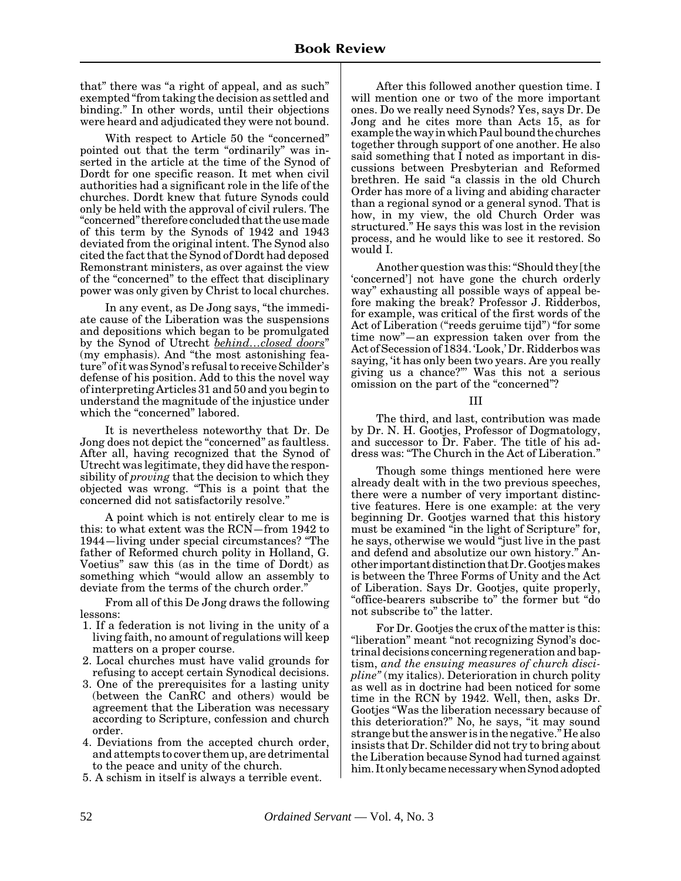that" there was "a right of appeal, and as such" exempted "from taking the decision as settled and binding." In other words, until their objections were heard and adjudicated they were not bound.

With respect to Article 50 the "concerned" pointed out that the term "ordinarily" was inserted in the article at the time of the Synod of Dordt for one specific reason. It met when civil authorities had a significant role in the life of the churches. Dordt knew that future Synods could only be held with the approval of civil rulers. The "concerned" therefore concluded that the use made of this term by the Synods of 1942 and 1943 deviated from the original intent. The Synod also cited the fact that the Synod of Dordt had deposed Remonstrant ministers, as over against the view of the "concerned" to the effect that disciplinary power was only given by Christ to local churches.

In any event, as De Jong says, "the immediate cause of the Liberation was the suspensions and depositions which began to be promulgated by the Synod of Utrecht _behind…closed doors_" (my emphasis). And "the most astonishing feature" of it was Synod's refusal to receive Schilder's defense of his position. Add to this the novel way of interpreting Articles 31 and 50 and you begin to understand the magnitude of the injustice under which the "concerned" labored.

It is nevertheless noteworthy that Dr. De Jong does not depict the "concerned" as faultless. After all, having recognized that the Synod of Utrecht was legitimate, they did have the responsibility of *proving* that the decision to which they objected was wrong. "This is a point that the concerned did not satisfactorily resolve."

A point which is not entirely clear to me is this: to what extent was the RCN—from 1942 to 1944—living under special circumstances? "The father of Reformed church polity in Holland, G. Voetius" saw this (as in the time of Dordt) as something which "would allow an assembly to deviate from the terms of the church order."

From all of this De Jong draws the following lessons:

1. If a federation is not living in the unity of a living faith, no amount of regulations will keep matters on a proper course.
2. Local churches must have valid grounds for refusing to accept certain Synodical decisions.
3. One of the prerequisites for a lasting unity (between the CanRC and others) would be agreement that the Liberation was necessary according to Scripture, confession and church order.
4. Deviations from the accepted church order, and attempts to cover them up, are detrimental to the peace and unity of the church.
5. A schism in itself is always a terrible event.

After this followed another question time. I will mention one or two of the more important ones. Do we really need Synods? Yes, says Dr. De Jong and he cites more than Acts 15, as for example the way in which Paul bound the churches together through support of one another. He also said something that I noted as important in discussions between Presbyterian and Reformed brethren. He said "a classis in the old Church Order has more of a living and abiding character than a regional synod or a general synod. That is how, in my view, the old Church Order was structured." He says this was lost in the revision process, and he would like to see it restored. So would I.

Another question was this: "Should they [the 'concerned'] not have gone the church orderly way" exhausting all possible ways of appeal before making the break? Professor J. Ridderbos, for example, was critical of the first words of the Act of Liberation ("reeds geruime tijd") "for some time now"—an expression taken over from the Act of Secession of 1834. 'Look,' Dr. Ridderbos was saying, 'it has only been two years. Are you really giving us a chance?'" Was this not a serious omission on the part of the "concerned"?

## III

The third, and last, contribution was made by Dr. N. H. Gootjes, Professor of Dogmatology, and successor to Dr. Faber. The title of his address was: "The Church in the Act of Liberation."

Though some things mentioned here were already dealt with in the two previous speeches, there were a number of very important distinctive features. Here is one example: at the very beginning Dr. Gootjes warned that this history must be examined "in the light of Scripture" for, he says, otherwise we would "just live in the past and defend and absolutize our own history." Another important distinction that Dr. Gootjes makes is between the Three Forms of Unity and the Act of Liberation. Says Dr. Gootjes, quite properly, "office-bearers subscribe to" the former but "do not subscribe to" the latter.

For Dr. Gootjes the crux of the matter is this: "liberation" meant "not recognizing Synod's doctrinal decisions concerning regeneration and baptism, *and the ensuing measures of church discipline*" (my italics). Deterioration in church polity as well as in doctrine had been noticed for some time in the RCN by 1942. Well, then, asks Dr. Gootjes "Was the liberation necessary because of this deterioration?" No, he says, "it may sound strange but the answer is in the negative." He also insists that Dr. Schilder did not try to bring about the Liberation because Synod had turned against him. It only became necessary when Synod adopted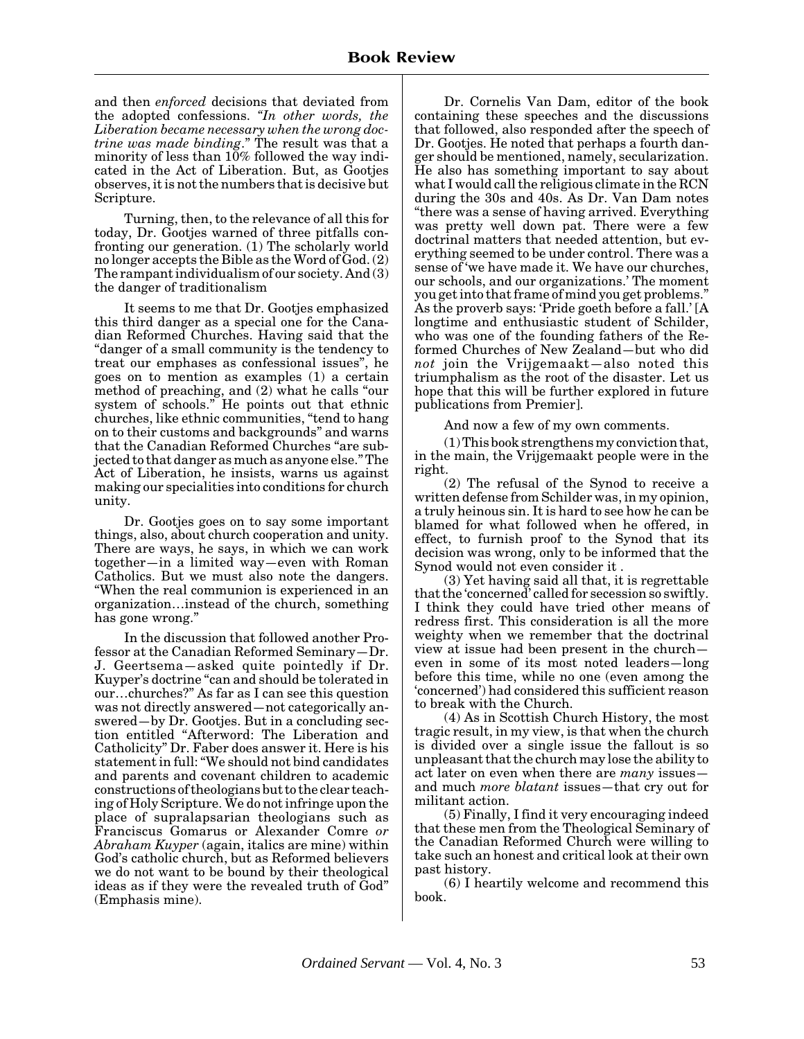and then *enforced* decisions that deviated from the adopted confessions. *"In other words, the Liberation became necessary when the wrong doctrine was made binding*." The result was that a minority of less than 10% followed the way indicated in the Act of Liberation. But, as Gootjes observes, it is not the numbers that is decisive but Scripture.

Turning, then, to the relevance of all this for today, Dr. Gootjes warned of three pitfalls confronting our generation. (1) The scholarly world no longer accepts the Bible as the Word of God. (2) The rampant individualism of our society. And (3) the danger of traditionalism

It seems to me that Dr. Gootjes emphasized this third danger as a special one for the Canadian Reformed Churches. Having said that the "danger of a small community is the tendency to treat our emphases as confessional issues", he goes on to mention as examples (1) a certain method of preaching, and (2) what he calls "our system of schools." He points out that ethnic churches, like ethnic communities, "tend to hang on to their customs and backgrounds" and warns that the Canadian Reformed Churches "are subjected to that danger as much as anyone else." The Act of Liberation, he insists, warns us against making our specialities into conditions for church unity.

Dr. Gootjes goes on to say some important things, also, about church cooperation and unity. There are ways, he says, in which we can work together—in a limited way—even with Roman Catholics. But we must also note the dangers. "When the real communion is experienced in an organization…instead of the church, something has gone wrong."

In the discussion that followed another Professor at the Canadian Reformed Seminary—Dr. J. Geertsema—asked quite pointedly if Dr. Kuyper's doctrine "can and should be tolerated in our…churches?" As far as I can see this question was not directly answered—not categorically answered—by Dr. Gootjes. But in a concluding section entitled "Afterword: The Liberation and Catholicity" Dr. Faber does answer it. Here is his statement in full: "We should not bind candidates and parents and covenant children to academic constructions of theologians but to the clear teaching of Holy Scripture. We do not infringe upon the place of supralapsarian theologians such as Franciscus Gomarus or Alexander Comre *or Abraham Kuyper* (again, italics are mine) within God's catholic church, but as Reformed believers we do not want to be bound by their theological ideas as if they were the revealed truth of God" (Emphasis mine).

Dr. Cornelis Van Dam, editor of the book containing these speeches and the discussions that followed, also responded after the speech of Dr. Gootjes. He noted that perhaps a fourth danger should be mentioned, namely, secularization. He also has something important to say about what I would call the religious climate in the RCN during the 30s and 40s. As Dr. Van Dam notes "there was a sense of having arrived. Everything was pretty well down pat. There were a few doctrinal matters that needed attention, but everything seemed to be under control. There was a sense of 'we have made it. We have our churches, our schools, and our organizations.' The moment you get into that frame of mind you get problems." As the proverb says: 'Pride goeth before a fall.' [A longtime and enthusiastic student of Schilder, who was one of the founding fathers of the Reformed Churches of New Zealand—but who did *not* join the Vrijgemaakt—also noted this triumphalism as the root of the disaster. Let us hope that this will be further explored in future publications from Premier].

And now a few of my own comments.

(1) This book strengthens my conviction that, in the main, the Vrijgemaakt people were in the right.

(2) The refusal of the Synod to receive a written defense from Schilder was, in my opinion, a truly heinous sin. It is hard to see how he can be blamed for what followed when he offered, in effect, to furnish proof to the Synod that its decision was wrong, only to be informed that the Synod would not even consider it .

(3) Yet having said all that, it is regrettable that the 'concerned' called for secession so swiftly. I think they could have tried other means of redress first. This consideration is all the more weighty when we remember that the doctrinal view at issue had been present in the church—even in some of its most noted leaders—long before this time, while no one (even among the 'concerned') had considered this sufficient reason to break with the Church.

(4) As in Scottish Church History, the most tragic result, in my view, is that when the church is divided over a single issue the fallout is so unpleasant that the church may lose the ability to act later on even when there are *many* issues—and much *more blatant* issues—that cry out for militant action.

(5) Finally, I find it very encouraging indeed that these men from the Theological Seminary of the Canadian Reformed Church were willing to take such an honest and critical look at their own past history.

(6) I heartily welcome and recommend this book.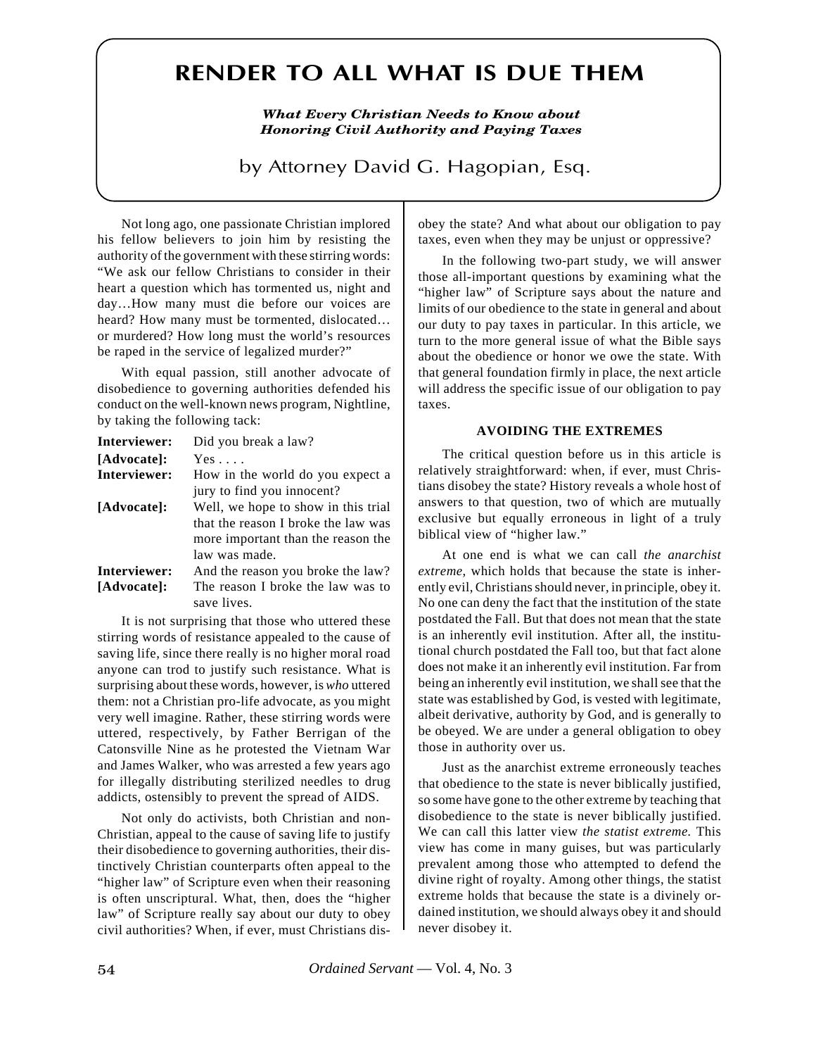# RENDER TO ALL WHAT IS DUE THEM

***What Every Christian Needs to Know about Honoring Civil Authority and Paying Taxes***

by Attorney David G. Hagopian, Esq.

Not long ago, one passionate Christian implored his fellow believers to join him by resisting the authority of the government with these stirring words: "We ask our fellow Christians to consider in their heart a question which has tormented us, night and day…How many must die before our voices are heard? How many must be tormented, dislocated… or murdered? How long must the world's resources be raped in the service of legalized murder?"

With equal passion, still another advocate of disobedience to governing authorities defended his conduct on the well-known news program, Nightline, by taking the following tack:

| | |
|---|---|
| **Interviewer:** | Did you break a law? |
| **[Advocate]:** | Yes . . . . |
| **Interviewer:** | How in the world do you expect a jury to find you innocent? |
| **[Advocate]:** | Well, we hope to show in this trial that the reason I broke the law was more important than the reason the law was made. |
| **Interviewer:** | And the reason you broke the law? |
| **[Advocate]:** | The reason I broke the law was to save lives. |

It is not surprising that those who uttered these stirring words of resistance appealed to the cause of saving life, since there really is no higher moral road anyone can trod to justify such resistance. What is surprising about these words, however, is *who* uttered them: not a Christian pro-life advocate, as you might very well imagine. Rather, these stirring words were uttered, respectively, by Father Berrigan of the Catonsville Nine as he protested the Vietnam War and James Walker, who was arrested a few years ago for illegally distributing sterilized needles to drug addicts, ostensibly to prevent the spread of AIDS.

Not only do activists, both Christian and non-Christian, appeal to the cause of saving life to justify their disobedience to governing authorities, their distinctively Christian counterparts often appeal to the "higher law" of Scripture even when their reasoning is often unscriptural. What, then, does the "higher law" of Scripture really say about our duty to obey civil authorities? When, if ever, must Christians disobey the state? And what about our obligation to pay taxes, even when they may be unjust or oppressive?

In the following two-part study, we will answer those all-important questions by examining what the "higher law" of Scripture says about the nature and limits of our obedience to the state in general and about our duty to pay taxes in particular. In this article, we turn to the more general issue of what the Bible says about the obedience or honor we owe the state. With that general foundation firmly in place, the next article will address the specific issue of our obligation to pay taxes.

## AVOIDING THE EXTREMES

The critical question before us in this article is relatively straightforward: when, if ever, must Christians disobey the state? History reveals a whole host of answers to that question, two of which are mutually exclusive but equally erroneous in light of a truly biblical view of "higher law."

At one end is what we can call *the anarchist extreme*, which holds that because the state is inherently evil, Christians should never, in principle, obey it. No one can deny the fact that the institution of the state postdated the Fall. But that does not mean that the state is an inherently evil institution. After all, the institutional church postdated the Fall too, but that fact alone does not make it an inherently evil institution. Far from being an inherently evil institution, we shall see that the state was established by God, is vested with legitimate, albeit derivative, authority by God, and is generally to be obeyed. We are under a general obligation to obey those in authority over us.

Just as the anarchist extreme erroneously teaches that obedience to the state is never biblically justified, so some have gone to the other extreme by teaching that disobedience to the state is never biblically justified. We can call this latter view *the statist extreme.* This view has come in many guises, but was particularly prevalent among those who attempted to defend the divine right of royalty. Among other things, the statist extreme holds that because the state is a divinely ordained institution, we should always obey it and should never disobey it.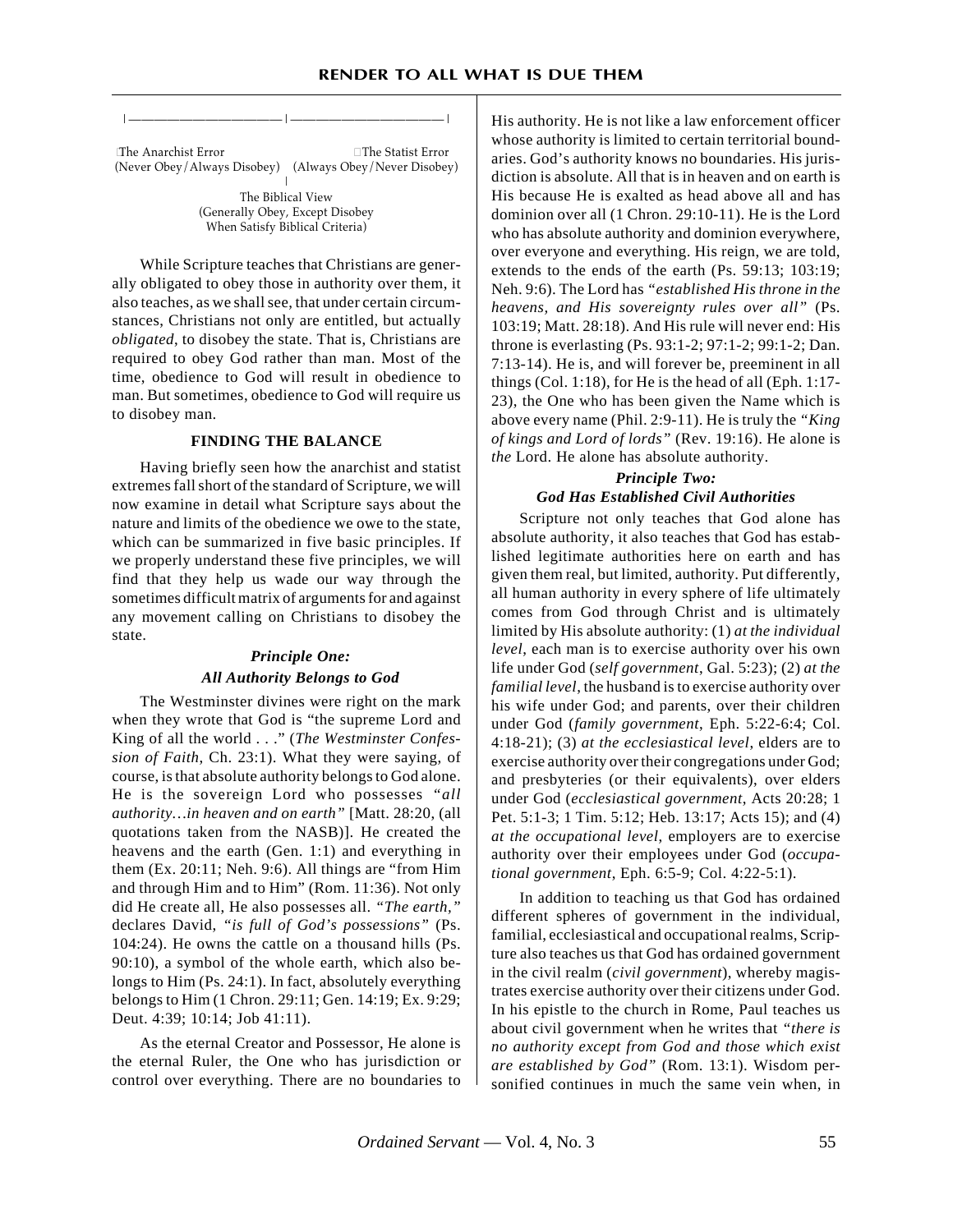|——————————|——————————|

The Anarchist Error (Never Obey/Always Disobey)    The Statist Error (Always Obey/Never Disobey)

The Biblical View (Generally Obey, Except Disobey When Satisfy Biblical Criteria)

While Scripture teaches that Christians are generally obligated to obey those in authority over them, it also teaches, as we shall see, that under certain circumstances, Christians not only are entitled, but actually *obligated*, to disobey the state. That is, Christians are required to obey God rather than man. Most of the time, obedience to God will result in obedience to man. But sometimes, obedience to God will require us to disobey man.

**FINDING THE BALANCE**

Having briefly seen how the anarchist and statist extremes fall short of the standard of Scripture, we will now examine in detail what Scripture says about the nature and limits of the obedience we owe to the state, which can be summarized in five basic principles. If we properly understand these five principles, we will find that they help us wade our way through the sometimes difficult matrix of arguments for and against any movement calling on Christians to disobey the state.

***Principle One:***
***All Authority Belongs to God***

The Westminster divines were right on the mark when they wrote that God is "the supreme Lord and King of all the world . . ." (*The Westminster Confession of Faith,* Ch. 23:1). What they were saying, of course, is that absolute authority belongs to God alone. He is the sovereign Lord who possesses *"all authority…in heaven and on earth"* [Matt. 28:20, (all quotations taken from the NASB)]. He created the heavens and the earth (Gen. 1:1) and everything in them (Ex. 20:11; Neh. 9:6). All things are "from Him and through Him and to Him" (Rom. 11:36). Not only did He create all, He also possesses all. *"The earth,"* declares David, *"is full of God's possessions"* (Ps. 104:24). He owns the cattle on a thousand hills (Ps. 90:10), a symbol of the whole earth, which also belongs to Him (Ps. 24:1). In fact, absolutely everything belongs to Him (1 Chron. 29:11; Gen. 14:19; Ex. 9:29; Deut. 4:39; 10:14; Job 41:11).

As the eternal Creator and Possessor, He alone is the eternal Ruler, the One who has jurisdiction or control over everything. There are no boundaries to His authority. He is not like a law enforcement officer whose authority is limited to certain territorial boundaries. God's authority knows no boundaries. His jurisdiction is absolute. All that is in heaven and on earth is His because He is exalted as head above all and has dominion over all (1 Chron. 29:10-11). He is the Lord who has absolute authority and dominion everywhere, over everyone and everything. His reign, we are told, extends to the ends of the earth (Ps. 59:13; 103:19; Neh. 9:6). The Lord has *"established His throne in the heavens, and His sovereignty rules over all"* (Ps. 103:19; Matt. 28:18). And His rule will never end: His throne is everlasting (Ps. 93:1-2; 97:1-2; 99:1-2; Dan. 7:13-14). He is, and will forever be, preeminent in all things (Col. 1:18), for He is the head of all (Eph. 1:17-23), the One who has been given the Name which is above every name (Phil. 2:9-11). He is truly the *"King of kings and Lord of lords"* (Rev. 19:16). He alone is *the* Lord. He alone has absolute authority.

***Principle Two:***
***God Has Established Civil Authorities***

Scripture not only teaches that God alone has absolute authority, it also teaches that God has established legitimate authorities here on earth and has given them real, but limited, authority. Put differently, all human authority in every sphere of life ultimately comes from God through Christ and is ultimately limited by His absolute authority: (1) *at the individual level*, each man is to exercise authority over his own life under God (*self government*, Gal. 5:23); (2) *at the familial level*, the husband is to exercise authority over his wife under God; and parents, over their children under God (*family government*, Eph. 5:22-6:4; Col. 4:18-21); (3) *at the ecclesiastical level*, elders are to exercise authority over their congregations under God; and presbyteries (or their equivalents), over elders under God (*ecclesiastical government*, Acts 20:28; 1 Pet. 5:1-3; 1 Tim. 5:12; Heb. 13:17; Acts 15); and (4) *at the occupational level*, employers are to exercise authority over their employees under God (*occupational government*, Eph. 6:5-9; Col. 4:22-5:1).

In addition to teaching us that God has ordained different spheres of government in the individual, familial, ecclesiastical and occupational realms, Scripture also teaches us that God has ordained government in the civil realm (*civil government*), whereby magistrates exercise authority over their citizens under God. In his epistle to the church in Rome, Paul teaches us about civil government when he writes that *"there is no authority except from God and those which exist are established by God"* (Rom. 13:1). Wisdom personified continues in much the same vein when, in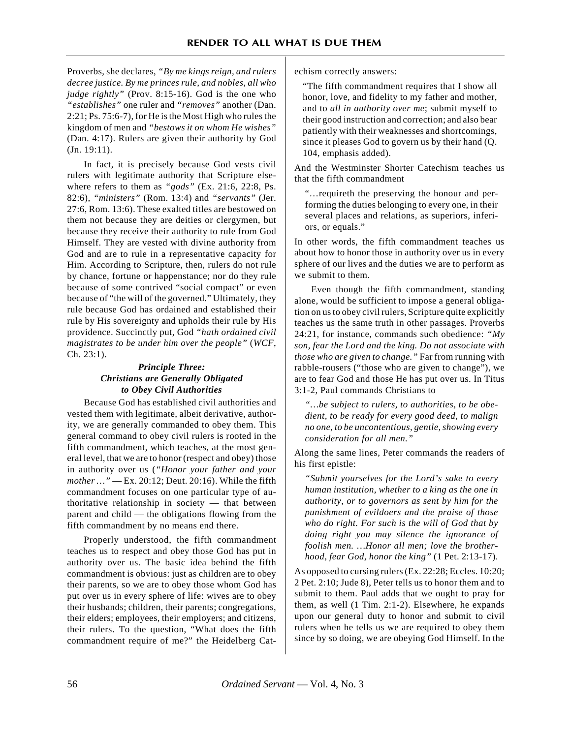Proverbs, she declares, *"By me kings reign, and rulers decree justice. By me princes rule, and nobles, all who judge rightly"* (Prov. 8:15-16). God is the one who *"establishes"* one ruler and *"removes"* another (Dan. 2:21; Ps. 75:6-7), for He is the Most High who rules the kingdom of men and *"bestows it on whom He wishes"* (Dan. 4:17). Rulers are given their authority by God (Jn. 19:11).

In fact, it is precisely because God vests civil rulers with legitimate authority that Scripture elsewhere refers to them as *"gods"* (Ex. 21:6, 22:8, Ps. 82:6), *"ministers"* (Rom. 13:4) and *"servants"* (Jer. 27:6, Rom. 13:6). These exalted titles are bestowed on them not because they are deities or clergymen, but because they receive their authority to rule from God Himself. They are vested with divine authority from God and are to rule in a representative capacity for Him. According to Scripture, then, rulers do not rule by chance, fortune or happenstance; nor do they rule because of some contrived "social compact" or even because of "the will of the governed." Ultimately, they rule because God has ordained and established their rule by His sovereignty and upholds their rule by His providence. Succinctly put, God *"hath ordained civil magistrates to be under him over the people"* (*WCF*, Ch. 23:1).

### *Principle Three: Christians are Generally Obligated to Obey Civil Authorities*

Because God has established civil authorities and vested them with legitimate, albeit derivative, authority, we are generally commanded to obey them. This general command to obey civil rulers is rooted in the fifth commandment, which teaches, at the most general level, that we are to honor (respect and obey) those in authority over us (*"Honor your father and your mother…"* — Ex. 20:12; Deut. 20:16). While the fifth commandment focuses on one particular type of authoritative relationship in society — that between parent and child — the obligations flowing from the fifth commandment by no means end there.

Properly understood, the fifth commandment teaches us to respect and obey those God has put in authority over us. The basic idea behind the fifth commandment is obvious: just as children are to obey their parents, so we are to obey those whom God has put over us in every sphere of life: wives are to obey their husbands; children, their parents; congregations, their elders; employees, their employers; and citizens, their rulers. To the question, "What does the fifth commandment require of me?" the Heidelberg Catechism correctly answers:

> "The fifth commandment requires that I show all honor, love, and fidelity to my father and mother, and to *all in authority over me*; submit myself to their good instruction and correction; and also bear patiently with their weaknesses and shortcomings, since it pleases God to govern us by their hand (Q. 104, emphasis added).

And the Westminster Shorter Catechism teaches us that the fifth commandment

> "…requireth the preserving the honour and performing the duties belonging to every one, in their several places and relations, as superiors, inferiors, or equals."

In other words, the fifth commandment teaches us about how to honor those in authority over us in every sphere of our lives and the duties we are to perform as we submit to them.

Even though the fifth commandment, standing alone, would be sufficient to impose a general obligation on us to obey civil rulers, Scripture quite explicitly teaches us the same truth in other passages. Proverbs 24:21, for instance, commands such obedience: *"My son, fear the Lord and the king. Do not associate with those who are given to change."* Far from running with rabble-rousers ("those who are given to change"), we are to fear God and those He has put over us. In Titus 3:1-2, Paul commands Christians to

> *"…be subject to rulers, to authorities, to be obedient, to be ready for every good deed, to malign no one, to be uncontentious, gentle, showing every consideration for all men."*

Along the same lines, Peter commands the readers of his first epistle:

> *"Submit yourselves for the Lord's sake to every human institution, whether to a king as the one in authority, or to governors as sent by him for the punishment of evildoers and the praise of those who do right. For such is the will of God that by doing right you may silence the ignorance of foolish men. …Honor all men; love the brotherhood, fear God, honor the king"* (1 Pet. 2:13-17).

As opposed to cursing rulers (Ex. 22:28; Eccles. 10:20; 2 Pet. 2:10; Jude 8), Peter tells us to honor them and to submit to them. Paul adds that we ought to pray for them, as well (1 Tim. 2:1-2). Elsewhere, he expands upon our general duty to honor and submit to civil rulers when he tells us we are required to obey them since by so doing, we are obeying God Himself. In the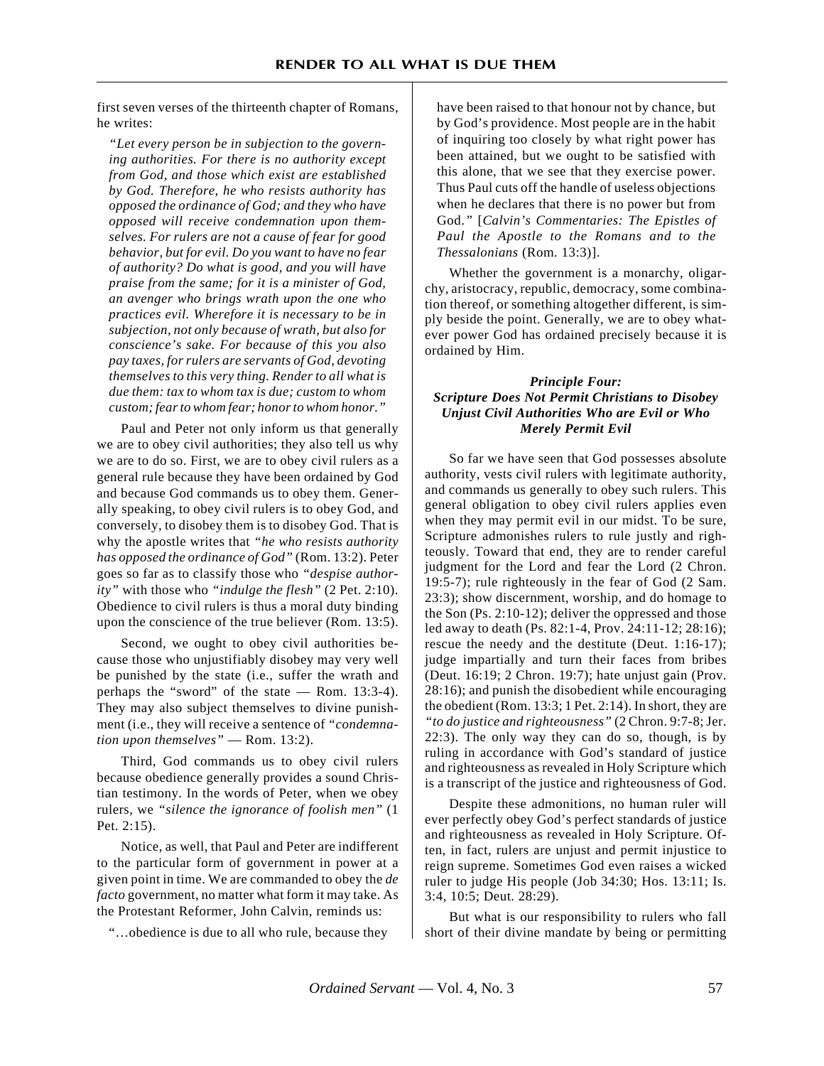first seven verses of the thirteenth chapter of Romans, he writes:

> *"Let every person be in subjection to the governing authorities. For there is no authority except from God, and those which exist are established by God. Therefore, he who resists authority has opposed the ordinance of God; and they who have opposed will receive condemnation upon themselves. For rulers are not a cause of fear for good behavior, but for evil. Do you want to have no fear of authority? Do what is good, and you will have praise from the same; for it is a minister of God, an avenger who brings wrath upon the one who practices evil. Wherefore it is necessary to be in subjection, not only because of wrath, but also for conscience's sake. For because of this you also pay taxes, for rulers are servants of God, devoting themselves to this very thing. Render to all what is due them: tax to whom tax is due; custom to whom custom; fear to whom fear; honor to whom honor."*

Paul and Peter not only inform us that generally we are to obey civil authorities; they also tell us why we are to do so. First, we are to obey civil rulers as a general rule because they have been ordained by God and because God commands us to obey them. Generally speaking, to obey civil rulers is to obey God, and conversely, to disobey them is to disobey God. That is why the apostle writes that *"he who resists authority has opposed the ordinance of God"* (Rom. 13:2). Peter goes so far as to classify those who *"despise authority"* with those who *"indulge the flesh"* (2 Pet. 2:10). Obedience to civil rulers is thus a moral duty binding upon the conscience of the true believer (Rom. 13:5).

Second, we ought to obey civil authorities because those who unjustifiably disobey may very well be punished by the state (i.e., suffer the wrath and perhaps the "sword" of the state — Rom. 13:3-4). They may also subject themselves to divine punishment (i.e., they will receive a sentence of *"condemnation upon themselves"* — Rom. 13:2).

Third, God commands us to obey civil rulers because obedience generally provides a sound Christian testimony. In the words of Peter, when we obey rulers, we *"silence the ignorance of foolish men"* (1 Pet. 2:15).

Notice, as well, that Paul and Peter are indifferent to the particular form of government in power at a given point in time. We are commanded to obey the *de facto* government, no matter what form it may take. As the Protestant Reformer, John Calvin, reminds us:

> "…obedience is due to all who rule, because they have been raised to that honour not by chance, but by God's providence. Most people are in the habit of inquiring too closely by what right power has been attained, but we ought to be satisfied with this alone, that we see that they exercise power. Thus Paul cuts off the handle of useless objections when he declares that there is no power but from God." [*Calvin's Commentaries: The Epistles of Paul the Apostle to the Romans and to the Thessalonians* (Rom. 13:3)].

Whether the government is a monarchy, oligarchy, aristocracy, republic, democracy, some combination thereof, or something altogether different, is simply beside the point. Generally, we are to obey whatever power God has ordained precisely because it is ordained by Him.

### *Principle Four: Scripture Does Not Permit Christians to Disobey Unjust Civil Authorities Who are Evil or Who Merely Permit Evil*

So far we have seen that God possesses absolute authority, vests civil rulers with legitimate authority, and commands us generally to obey such rulers. This general obligation to obey civil rulers applies even when they may permit evil in our midst. To be sure, Scripture admonishes rulers to rule justly and righteously. Toward that end, they are to render careful judgment for the Lord and fear the Lord (2 Chron. 19:5-7); rule righteously in the fear of God (2 Sam. 23:3); show discernment, worship, and do homage to the Son (Ps. 2:10-12); deliver the oppressed and those led away to death (Ps. 82:1-4, Prov. 24:11-12; 28:16); rescue the needy and the destitute (Deut. 1:16-17); judge impartially and turn their faces from bribes (Deut. 16:19; 2 Chron. 19:7); hate unjust gain (Prov. 28:16); and punish the disobedient while encouraging the obedient (Rom. 13:3; 1 Pet. 2:14). In short, they are *"to do justice and righteousness"* (2 Chron. 9:7-8; Jer. 22:3). The only way they can do so, though, is by ruling in accordance with God's standard of justice and righteousness as revealed in Holy Scripture which is a transcript of the justice and righteousness of God.

Despite these admonitions, no human ruler will ever perfectly obey God's perfect standards of justice and righteousness as revealed in Holy Scripture. Often, in fact, rulers are unjust and permit injustice to reign supreme. Sometimes God even raises a wicked ruler to judge His people (Job 34:30; Hos. 13:11; Is. 3:4, 10:5; Deut. 28:29).

But what is our responsibility to rulers who fall short of their divine mandate by being or permitting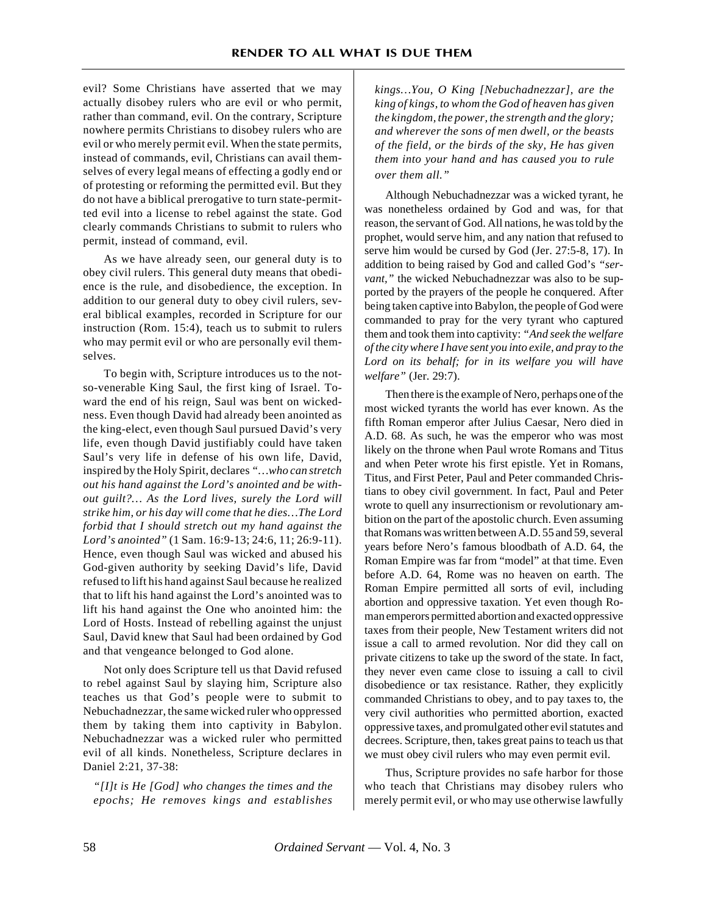evil? Some Christians have asserted that we may actually disobey rulers who are evil or who permit, rather than command, evil. On the contrary, Scripture nowhere permits Christians to disobey rulers who are evil or who merely permit evil. When the state permits, instead of commands, evil, Christians can avail themselves of every legal means of effecting a godly end or of protesting or reforming the permitted evil. But they do not have a biblical prerogative to turn state-permitted evil into a license to rebel against the state. God clearly commands Christians to submit to rulers who permit, instead of command, evil.

As we have already seen, our general duty is to obey civil rulers. This general duty means that obedience is the rule, and disobedience, the exception. In addition to our general duty to obey civil rulers, several biblical examples, recorded in Scripture for our instruction (Rom. 15:4), teach us to submit to rulers who may permit evil or who are personally evil themselves.

To begin with, Scripture introduces us to the not-so-venerable King Saul, the first king of Israel. Toward the end of his reign, Saul was bent on wickedness. Even though David had already been anointed as the king-elect, even though Saul pursued David's very life, even though David justifiably could have taken Saul's very life in defense of his own life, David, inspired by the Holy Spirit, declares "*…who can stretch out his hand against the Lord's anointed and be without guilt?… As the Lord lives, surely the Lord will strike him, or his day will come that he dies…The Lord forbid that I should stretch out my hand against the Lord's anointed"* (1 Sam. 16:9-13; 24:6, 11; 26:9-11). Hence, even though Saul was wicked and abused his God-given authority by seeking David's life, David refused to lift his hand against Saul because he realized that to lift his hand against the Lord's anointed was to lift his hand against the One who anointed him: the Lord of Hosts. Instead of rebelling against the unjust Saul, David knew that Saul had been ordained by God and that vengeance belonged to God alone.

Not only does Scripture tell us that David refused to rebel against Saul by slaying him, Scripture also teaches us that God's people were to submit to Nebuchadnezzar, the same wicked ruler who oppressed them by taking them into captivity in Babylon. Nebuchadnezzar was a wicked ruler who permitted evil of all kinds. Nonetheless, Scripture declares in Daniel 2:21, 37-38:

> *"[I]t is He [God] who changes the times and the epochs; He removes kings and establishes kings…You, O King [Nebuchadnezzar], are the king of kings, to whom the God of heaven has given the kingdom, the power, the strength and the glory; and wherever the sons of men dwell, or the beasts of the field, or the birds of the sky, He has given them into your hand and has caused you to rule over them all."*

Although Nebuchadnezzar was a wicked tyrant, he was nonetheless ordained by God and was, for that reason, the servant of God. All nations, he was told by the prophet, would serve him, and any nation that refused to serve him would be cursed by God (Jer. 27:5-8, 17). In addition to being raised by God and called God's *"servant,"* the wicked Nebuchadnezzar was also to be supported by the prayers of the people he conquered. After being taken captive into Babylon, the people of God were commanded to pray for the very tyrant who captured them and took them into captivity: *"And seek the welfare of the city where I have sent you into exile, and pray to the Lord on its behalf; for in its welfare you will have welfare"* (Jer. 29:7).

Then there is the example of Nero, perhaps one of the most wicked tyrants the world has ever known. As the fifth Roman emperor after Julius Caesar, Nero died in A.D. 68. As such, he was the emperor who was most likely on the throne when Paul wrote Romans and Titus and when Peter wrote his first epistle. Yet in Romans, Titus, and First Peter, Paul and Peter commanded Christians to obey civil government. In fact, Paul and Peter wrote to quell any insurrectionism or revolutionary ambition on the part of the apostolic church. Even assuming that Romans was written between A.D. 55 and 59, several years before Nero's famous bloodbath of A.D. 64, the Roman Empire was far from "model" at that time. Even before A.D. 64, Rome was no heaven on earth. The Roman Empire permitted all sorts of evil, including abortion and oppressive taxation. Yet even though Roman emperors permitted abortion and exacted oppressive taxes from their people, New Testament writers did not issue a call to armed revolution. Nor did they call on private citizens to take up the sword of the state. In fact, they never even came close to issuing a call to civil disobedience or tax resistance. Rather, they explicitly commanded Christians to obey, and to pay taxes to, the very civil authorities who permitted abortion, exacted oppressive taxes, and promulgated other evil statutes and decrees. Scripture, then, takes great pains to teach us that we must obey civil rulers who may even permit evil.

Thus, Scripture provides no safe harbor for those who teach that Christians may disobey rulers who merely permit evil, or who may use otherwise lawfully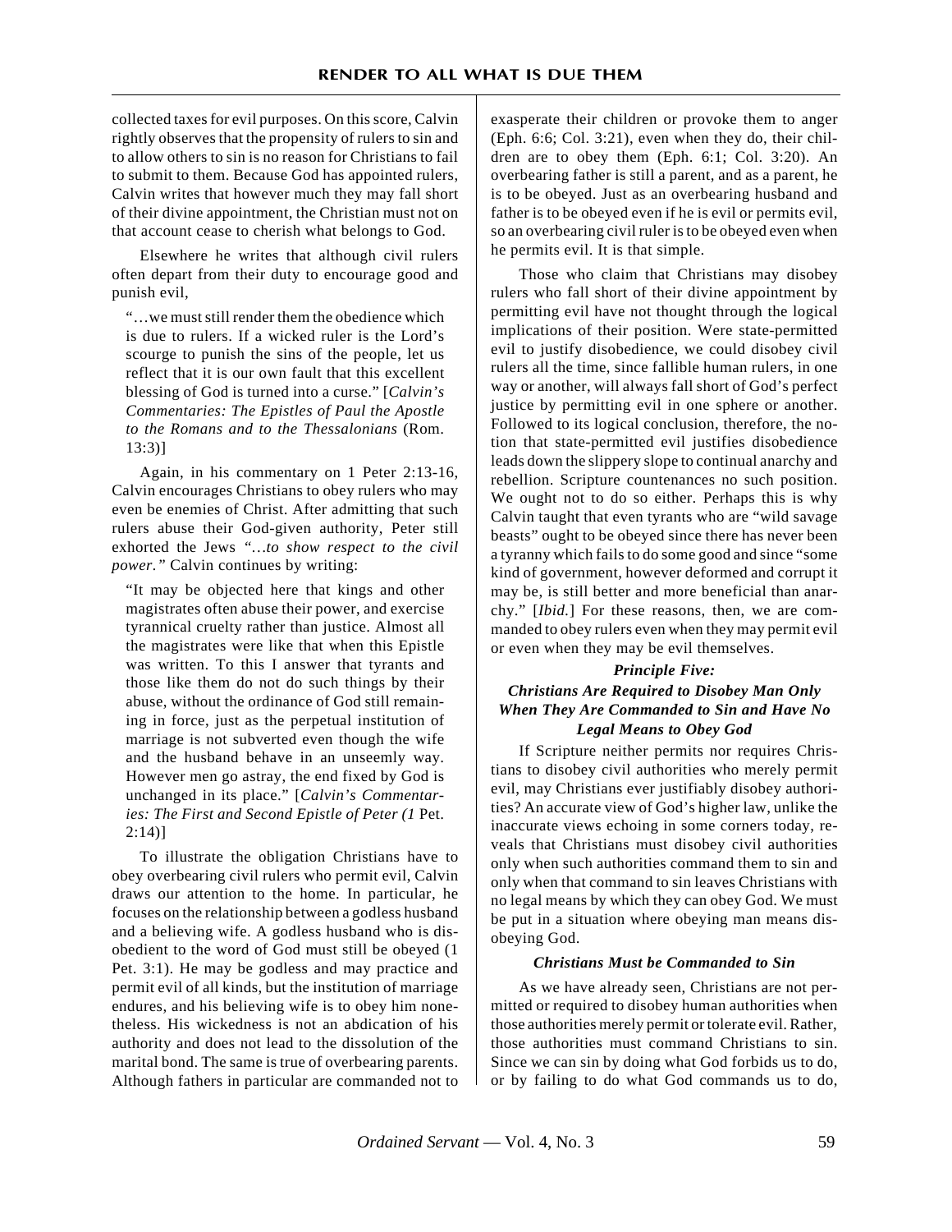collected taxes for evil purposes. On this score, Calvin rightly observes that the propensity of rulers to sin and to allow others to sin is no reason for Christians to fail to submit to them. Because God has appointed rulers, Calvin writes that however much they may fall short of their divine appointment, the Christian must not on that account cease to cherish what belongs to God.

Elsewhere he writes that although civil rulers often depart from their duty to encourage good and punish evil,

> "…we must still render them the obedience which is due to rulers. If a wicked ruler is the Lord's scourge to punish the sins of the people, let us reflect that it is our own fault that this excellent blessing of God is turned into a curse." [*Calvin's Commentaries: The Epistles of Paul the Apostle to the Romans and to the Thessalonians* (Rom. 13:3)]

Again, in his commentary on 1 Peter 2:13-16, Calvin encourages Christians to obey rulers who may even be enemies of Christ. After admitting that such rulers abuse their God-given authority, Peter still exhorted the Jews *"…to show respect to the civil power."* Calvin continues by writing:

> "It may be objected here that kings and other magistrates often abuse their power, and exercise tyrannical cruelty rather than justice. Almost all the magistrates were like that when this Epistle was written. To this I answer that tyrants and those like them do not do such things by their abuse, without the ordinance of God still remaining in force, just as the perpetual institution of marriage is not subverted even though the wife and the husband behave in an unseemly way. However men go astray, the end fixed by God is unchanged in its place." [*Calvin's Commentaries: The First and Second Epistle of Peter (1* Pet. 2:14)]

To illustrate the obligation Christians have to obey overbearing civil rulers who permit evil, Calvin draws our attention to the home. In particular, he focuses on the relationship between a godless husband and a believing wife. A godless husband who is disobedient to the word of God must still be obeyed (1 Pet. 3:1). He may be godless and may practice and permit evil of all kinds, but the institution of marriage endures, and his believing wife is to obey him nonetheless. His wickedness is not an abdication of his authority and does not lead to the dissolution of the marital bond. The same is true of overbearing parents. Although fathers in particular are commanded not to exasperate their children or provoke them to anger (Eph. 6:6; Col. 3:21), even when they do, their children are to obey them (Eph. 6:1; Col. 3:20). An overbearing father is still a parent, and as a parent, he is to be obeyed. Just as an overbearing husband and father is to be obeyed even if he is evil or permits evil, so an overbearing civil ruler is to be obeyed even when he permits evil. It is that simple.

Those who claim that Christians may disobey rulers who fall short of their divine appointment by permitting evil have not thought through the logical implications of their position. Were state-permitted evil to justify disobedience, we could disobey civil rulers all the time, since fallible human rulers, in one way or another, will always fall short of God's perfect justice by permitting evil in one sphere or another. Followed to its logical conclusion, therefore, the notion that state-permitted evil justifies disobedience leads down the slippery slope to continual anarchy and rebellion. Scripture countenances no such position. We ought not to do so either. Perhaps this is why Calvin taught that even tyrants who are "wild savage beasts" ought to be obeyed since there has never been a tyranny which fails to do some good and since "some kind of government, however deformed and corrupt it may be, is still better and more beneficial than anarchy." [*Ibid.*] For these reasons, then, we are commanded to obey rulers even when they may permit evil or even when they may be evil themselves.

### *Principle Five: Christians Are Required to Disobey Man Only When They Are Commanded to Sin and Have No Legal Means to Obey God*

If Scripture neither permits nor requires Christians to disobey civil authorities who merely permit evil, may Christians ever justifiably disobey authorities? An accurate view of God's higher law, unlike the inaccurate views echoing in some corners today, reveals that Christians must disobey civil authorities only when such authorities command them to sin and only when that command to sin leaves Christians with no legal means by which they can obey God. We must be put in a situation where obeying man means disobeying God.

#### *Christians Must be Commanded to Sin*

As we have already seen, Christians are not permitted or required to disobey human authorities when those authorities merely permit or tolerate evil. Rather, those authorities must command Christians to sin. Since we can sin by doing what God forbids us to do, or by failing to do what God commands us to do,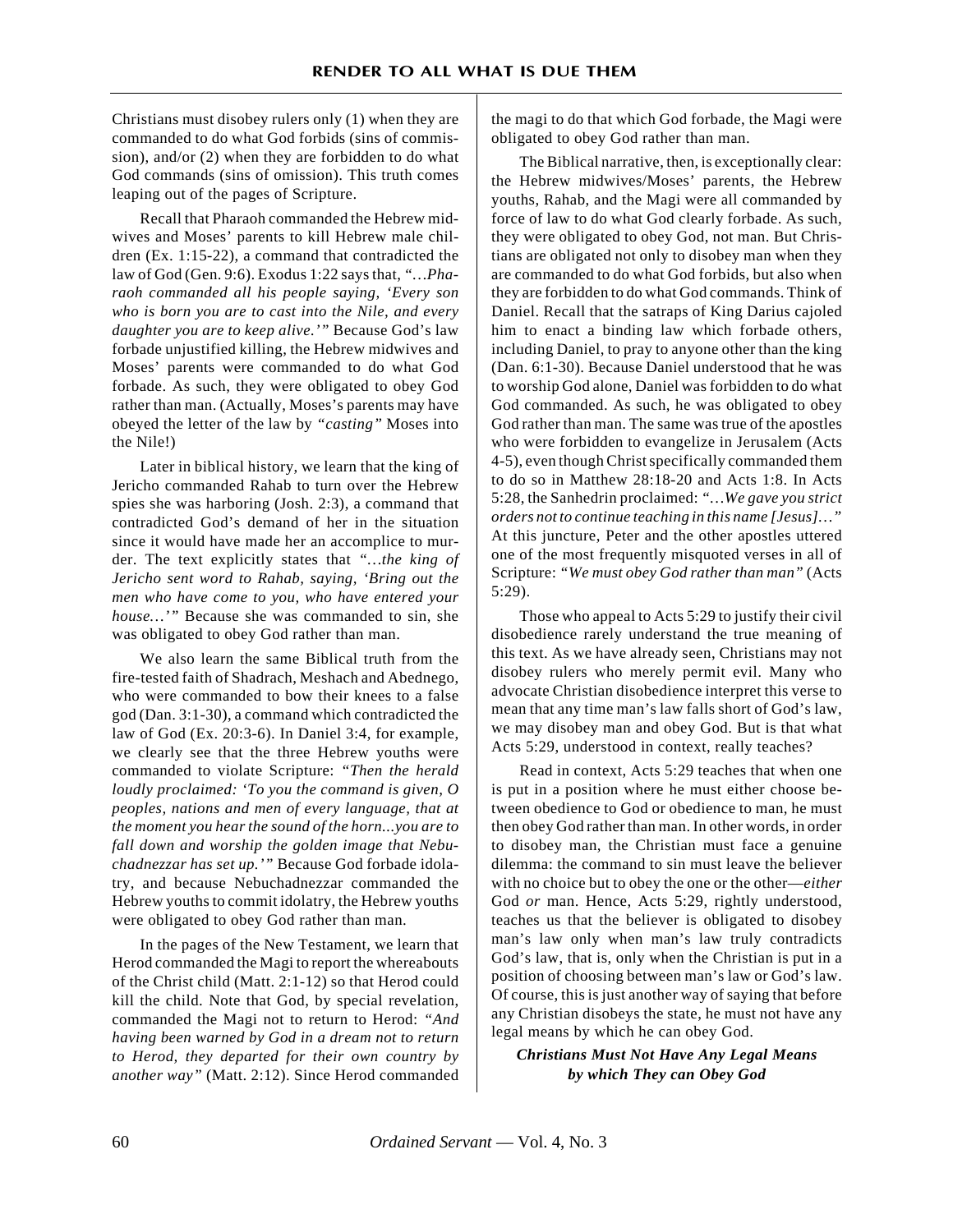Christians must disobey rulers only (1) when they are commanded to do what God forbids (sins of commission), and/or (2) when they are forbidden to do what God commands (sins of omission). This truth comes leaping out of the pages of Scripture.

Recall that Pharaoh commanded the Hebrew midwives and Moses' parents to kill Hebrew male children (Ex. 1:15-22), a command that contradicted the law of God (Gen. 9:6). Exodus 1:22 says that, *"…Pharaoh commanded all his people saying, 'Every son who is born you are to cast into the Nile, and every daughter you are to keep alive.'"* Because God's law forbade unjustified killing, the Hebrew midwives and Moses' parents were commanded to do what God forbade. As such, they were obligated to obey God rather than man. (Actually, Moses's parents may have obeyed the letter of the law by *"casting"* Moses into the Nile!)

Later in biblical history, we learn that the king of Jericho commanded Rahab to turn over the Hebrew spies she was harboring (Josh. 2:3), a command that contradicted God's demand of her in the situation since it would have made her an accomplice to murder. The text explicitly states that *"…the king of Jericho sent word to Rahab, saying, 'Bring out the men who have come to you, who have entered your house…'"* Because she was commanded to sin, she was obligated to obey God rather than man.

We also learn the same Biblical truth from the fire-tested faith of Shadrach, Meshach and Abednego, who were commanded to bow their knees to a false god (Dan. 3:1-30), a command which contradicted the law of God (Ex. 20:3-6). In Daniel 3:4, for example, we clearly see that the three Hebrew youths were commanded to violate Scripture: *"Then the herald loudly proclaimed: 'To you the command is given, O peoples, nations and men of every language, that at the moment you hear the sound of the horn...you are to fall down and worship the golden image that Nebuchadnezzar has set up.'"* Because God forbade idolatry, and because Nebuchadnezzar commanded the Hebrew youths to commit idolatry, the Hebrew youths were obligated to obey God rather than man.

In the pages of the New Testament, we learn that Herod commanded the Magi to report the whereabouts of the Christ child (Matt. 2:1-12) so that Herod could kill the child. Note that God, by special revelation, commanded the Magi not to return to Herod: *"And having been warned by God in a dream not to return to Herod, they departed for their own country by another way"* (Matt. 2:12). Since Herod commanded the magi to do that which God forbade, the Magi were obligated to obey God rather than man.

The Biblical narrative, then, is exceptionally clear: the Hebrew midwives/Moses' parents, the Hebrew youths, Rahab, and the Magi were all commanded by force of law to do what God clearly forbade. As such, they were obligated to obey God, not man. But Christians are obligated not only to disobey man when they are commanded to do what God forbids, but also when they are forbidden to do what God commands. Think of Daniel. Recall that the satraps of King Darius cajoled him to enact a binding law which forbade others, including Daniel, to pray to anyone other than the king (Dan. 6:1-30). Because Daniel understood that he was to worship God alone, Daniel was forbidden to do what God commanded. As such, he was obligated to obey God rather than man. The same was true of the apostles who were forbidden to evangelize in Jerusalem (Acts 4-5), even though Christ specifically commanded them to do so in Matthew 28:18-20 and Acts 1:8. In Acts 5:28, the Sanhedrin proclaimed: *"…We gave you strict orders not to continue teaching in this name [Jesus]…"* At this juncture, Peter and the other apostles uttered one of the most frequently misquoted verses in all of Scripture: *"We must obey God rather than man"* (Acts 5:29).

Those who appeal to Acts 5:29 to justify their civil disobedience rarely understand the true meaning of this text. As we have already seen, Christians may not disobey rulers who merely permit evil. Many who advocate Christian disobedience interpret this verse to mean that any time man's law falls short of God's law, we may disobey man and obey God. But is that what Acts 5:29, understood in context, really teaches?

Read in context, Acts 5:29 teaches that when one is put in a position where he must either choose between obedience to God or obedience to man, he must then obey God rather than man. In other words, in order to disobey man, the Christian must face a genuine dilemma: the command to sin must leave the believer with no choice but to obey the one or the other—*either* God *or* man. Hence, Acts 5:29, rightly understood, teaches us that the believer is obligated to disobey man's law only when man's law truly contradicts God's law, that is, only when the Christian is put in a position of choosing between man's law or God's law. Of course, this is just another way of saying that before any Christian disobeys the state, he must not have any legal means by which he can obey God.

### *Christians Must Not Have Any Legal Means by which They can Obey God*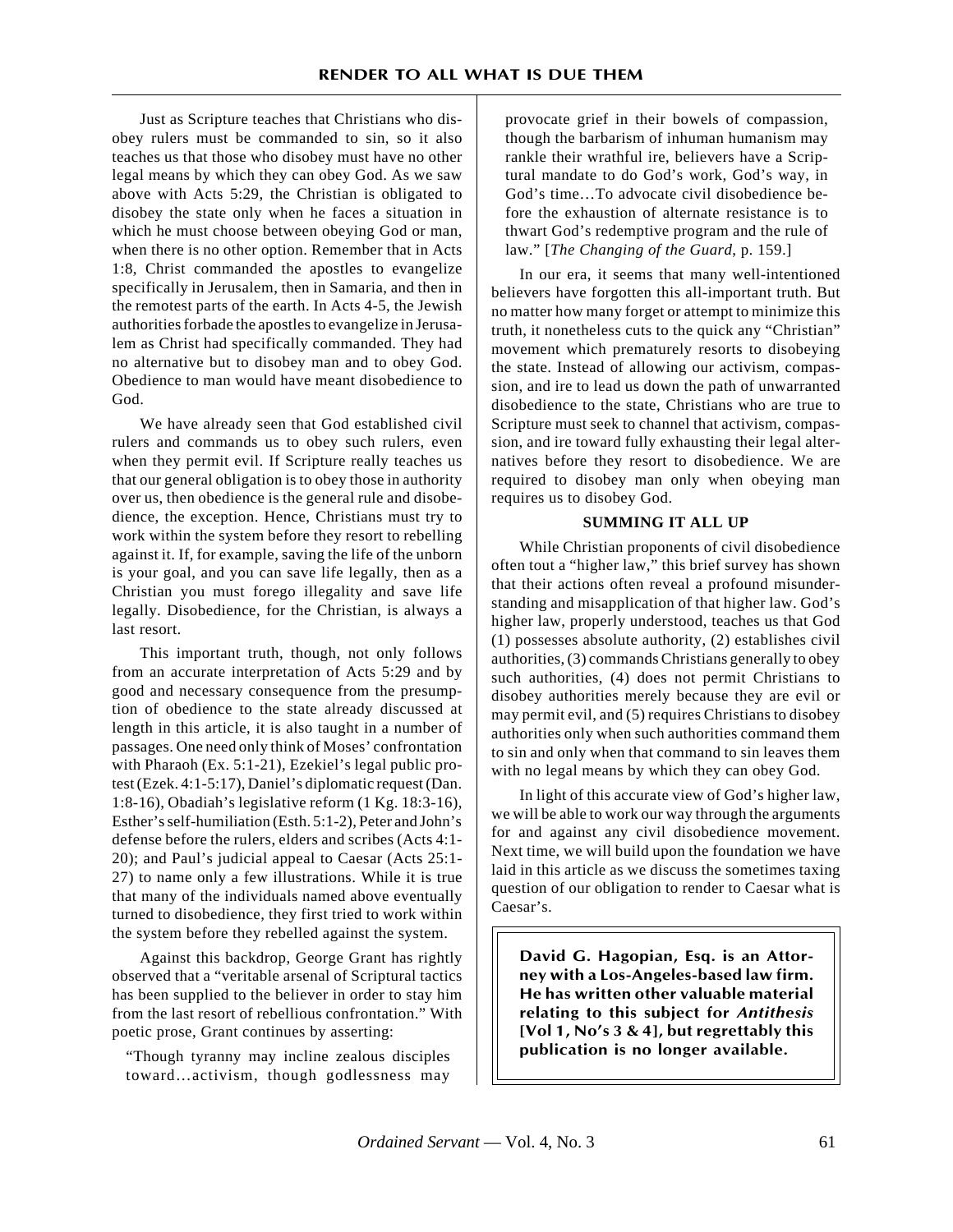Just as Scripture teaches that Christians who disobey rulers must be commanded to sin, so it also teaches us that those who disobey must have no other legal means by which they can obey God. As we saw above with Acts 5:29, the Christian is obligated to disobey the state only when he faces a situation in which he must choose between obeying God or man, when there is no other option. Remember that in Acts 1:8, Christ commanded the apostles to evangelize specifically in Jerusalem, then in Samaria, and then in the remotest parts of the earth. In Acts 4-5, the Jewish authorities forbade the apostles to evangelize in Jerusalem as Christ had specifically commanded. They had no alternative but to disobey man and to obey God. Obedience to man would have meant disobedience to God.

We have already seen that God established civil rulers and commands us to obey such rulers, even when they permit evil. If Scripture really teaches us that our general obligation is to obey those in authority over us, then obedience is the general rule and disobedience, the exception. Hence, Christians must try to work within the system before they resort to rebelling against it. If, for example, saving the life of the unborn is your goal, and you can save life legally, then as a Christian you must forego illegality and save life legally. Disobedience, for the Christian, is always a last resort.

This important truth, though, not only follows from an accurate interpretation of Acts 5:29 and by good and necessary consequence from the presumption of obedience to the state already discussed at length in this article, it is also taught in a number of passages. One need only think of Moses' confrontation with Pharaoh (Ex. 5:1-21), Ezekiel's legal public protest (Ezek. 4:1-5:17), Daniel's diplomatic request (Dan. 1:8-16), Obadiah's legislative reform (1 Kg. 18:3-16), Esther's self-humiliation (Esth. 5:1-2), Peter and John's defense before the rulers, elders and scribes (Acts 4:1-20); and Paul's judicial appeal to Caesar (Acts 25:1-27) to name only a few illustrations. While it is true that many of the individuals named above eventually turned to disobedience, they first tried to work within the system before they rebelled against the system.

Against this backdrop, George Grant has rightly observed that a "veritable arsenal of Scriptural tactics has been supplied to the believer in order to stay him from the last resort of rebellious confrontation." With poetic prose, Grant continues by asserting:

> "Though tyranny may incline zealous disciples toward…activism, though godlessness may provocate grief in their bowels of compassion, though the barbarism of inhuman humanism may rankle their wrathful ire, believers have a Scriptural mandate to do God's work, God's way, in God's time…To advocate civil disobedience before the exhaustion of alternate resistance is to thwart God's redemptive program and the rule of law." [*The Changing of the Guard*, p. 159.]

In our era, it seems that many well-intentioned believers have forgotten this all-important truth. But no matter how many forget or attempt to minimize this truth, it nonetheless cuts to the quick any "Christian" movement which prematurely resorts to disobeying the state. Instead of allowing our activism, compassion, and ire to lead us down the path of unwarranted disobedience to the state, Christians who are true to Scripture must seek to channel that activism, compassion, and ire toward fully exhausting their legal alternatives before they resort to disobedience. We are required to disobey man only when obeying man requires us to disobey God.

## SUMMING IT ALL UP

While Christian proponents of civil disobedience often tout a "higher law," this brief survey has shown that their actions often reveal a profound misunderstanding and misapplication of that higher law. God's higher law, properly understood, teaches us that God (1) possesses absolute authority, (2) establishes civil authorities, (3) commands Christians generally to obey such authorities, (4) does not permit Christians to disobey authorities merely because they are evil or may permit evil, and (5) requires Christians to disobey authorities only when such authorities command them to sin and only when that command to sin leaves them with no legal means by which they can obey God.

In light of this accurate view of God's higher law, we will be able to work our way through the arguments for and against any civil disobedience movement. Next time, we will build upon the foundation we have laid in this article as we discuss the sometimes taxing question of our obligation to render to Caesar what is Caesar's.

**David G. Hagopian, Esq. is an Attorney with a Los-Angeles-based law firm. He has written other valuable material relating to this subject for *Antithesis* [Vol 1, No's 3 & 4], but regrettably this publication is no longer available.**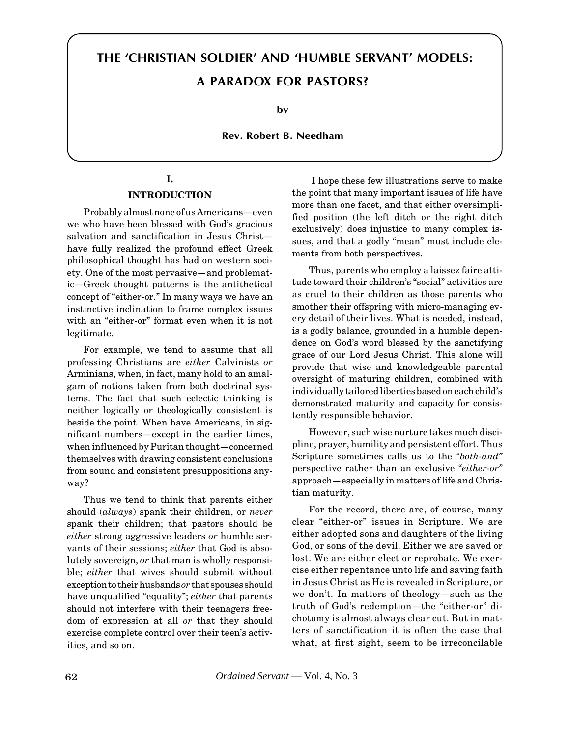# THE 'CHRISTIAN SOLDIER' AND 'HUMBLE SERVANT' MODELS: A PARADOX FOR PASTORS?

by

**Rev. Robert B. Needham**

## I.
## INTRODUCTION

Probably almost none of us Americans—even we who have been blessed with God's gracious salvation and sanctification in Jesus Christ—have fully realized the profound effect Greek philosophical thought has had on western society. One of the most pervasive—and problematic—Greek thought patterns is the antithetical concept of "either-or." In many ways we have an instinctive inclination to frame complex issues with an "either-or" format even when it is not legitimate.

For example, we tend to assume that all professing Christians are *either* Calvinists *or* Arminians, when, in fact, many hold to an amalgam of notions taken from both doctrinal systems. The fact that such eclectic thinking is neither logically or theologically consistent is beside the point. When have Americans, in significant numbers—except in the earlier times, when influenced by Puritan thought—concerned themselves with drawing consistent conclusions from sound and consistent presuppositions anyway?

Thus we tend to think that parents either should (*always*) spank their children, or *never* spank their children; that pastors should be *either* strong aggressive leaders *or* humble servants of their sessions; *either* that God is absolutely sovereign, *or* that man is wholly responsible; *either* that wives should submit without exception to their husbands *or* that spouses should have unqualified "equality"; *either* that parents should not interfere with their teenagers freedom of expression at all *or* that they should exercise complete control over their teen's activities, and so on.

I hope these few illustrations serve to make the point that many important issues of life have more than one facet, and that either oversimplified position (the left ditch or the right ditch exclusively) does injustice to many complex issues, and that a godly "mean" must include elements from both perspectives.

Thus, parents who employ a laissez faire attitude toward their children's "social" activities are as cruel to their children as those parents who smother their offspring with micro-managing every detail of their lives. What is needed, instead, is a godly balance, grounded in a humble dependence on God's word blessed by the sanctifying grace of our Lord Jesus Christ. This alone will provide that wise and knowledgeable parental oversight of maturing children, combined with individually tailored liberties based on each child's demonstrated maturity and capacity for consistently responsible behavior.

However, such wise nurture takes much discipline, prayer, humility and persistent effort. Thus Scripture sometimes calls us to the *"both-and"* perspective rather than an exclusive *"either-or"* approach—especially in matters of life and Christian maturity.

For the record, there are, of course, many clear "either-or" issues in Scripture. We are either adopted sons and daughters of the living God, or sons of the devil. Either we are saved or lost. We are either elect or reprobate. We exercise either repentance unto life and saving faith in Jesus Christ as He is revealed in Scripture, or we don't. In matters of theology—such as the truth of God's redemption—the "either-or" dichotomy is almost always clear cut. But in matters of sanctification it is often the case that what, at first sight, seem to be irreconcilable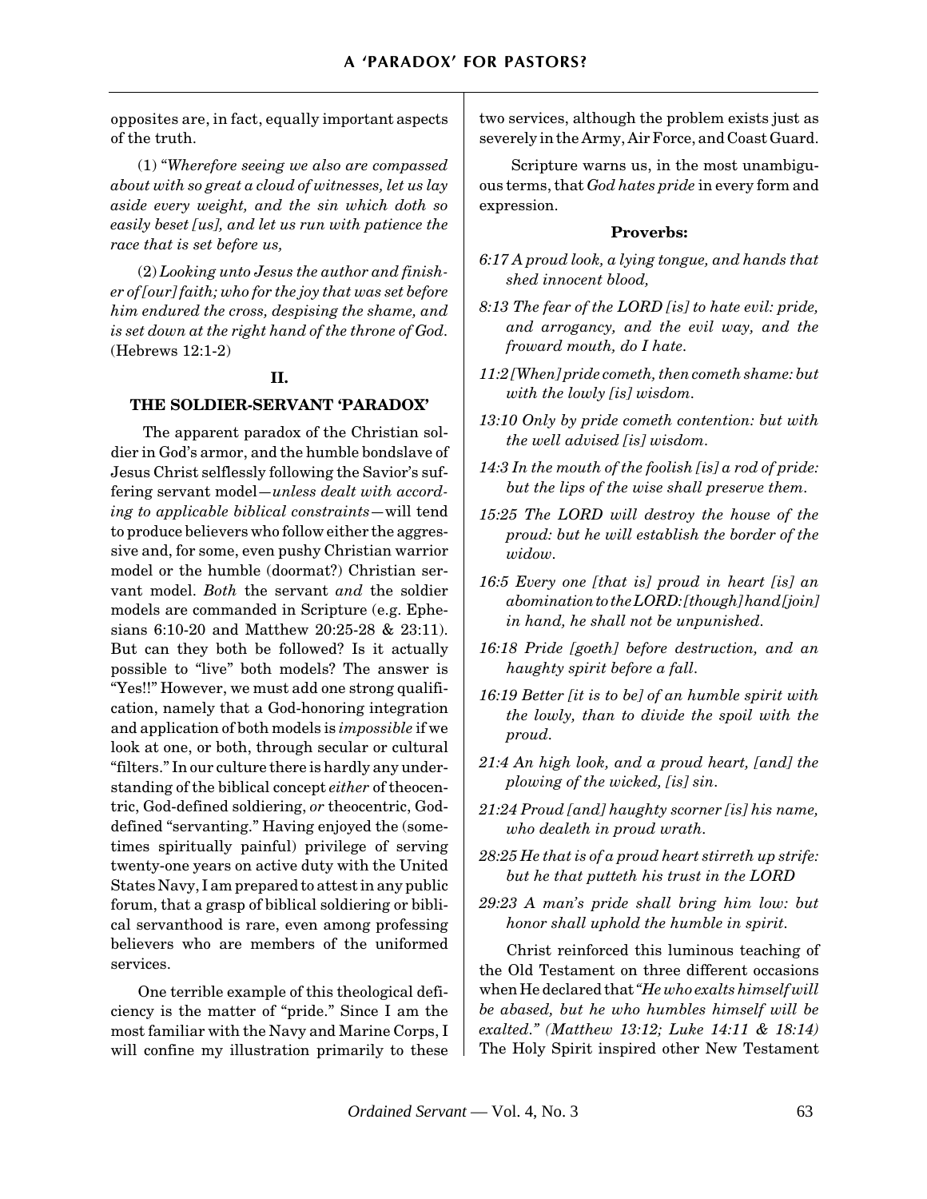opposites are, in fact, equally important aspects of the truth.

(1) "*Wherefore seeing we also are compassed about with so great a cloud of witnesses, let us lay aside every weight, and the sin which doth so easily beset [us], and let us run with patience the race that is set before us,*

(2) *Looking unto Jesus the author and finisher of [our] faith; who for the joy that was set before him endured the cross, despising the shame, and is set down at the right hand of the throne of God.* (Hebrews 12:1-2)

## II.

## THE SOLDIER-SERVANT 'PARADOX'

The apparent paradox of the Christian soldier in God's armor, and the humble bondslave of Jesus Christ selflessly following the Savior's suffering servant model—*unless dealt with according to applicable biblical constraints*—will tend to produce believers who follow either the aggressive and, for some, even pushy Christian warrior model or the humble (doormat?) Christian servant model. *Both* the servant *and* the soldier models are commanded in Scripture (e.g. Ephesians 6:10-20 and Matthew 20:25-28 & 23:11). But can they both be followed? Is it actually possible to "live" both models? The answer is "Yes!!" However, we must add one strong qualification, namely that a God-honoring integration and application of both models is *impossible* if we look at one, or both, through secular or cultural "filters." In our culture there is hardly any understanding of the biblical concept *either* of theocentric, God-defined soldiering, *or* theocentric, God-defined "servanting." Having enjoyed the (sometimes spiritually painful) privilege of serving twenty-one years on active duty with the United States Navy, I am prepared to attest in any public forum, that a grasp of biblical soldiering or biblical servanthood is rare, even among professing believers who are members of the uniformed services.

One terrible example of this theological deficiency is the matter of "pride." Since I am the most familiar with the Navy and Marine Corps, I will confine my illustration primarily to these two services, although the problem exists just as severely in the Army, Air Force, and Coast Guard.

Scripture warns us, in the most unambiguous terms, that *God hates pride* in every form and expression.

**Proverbs:**

*6:17 A proud look, a lying tongue, and hands that shed innocent blood,*

*8:13 The fear of the LORD [is] to hate evil: pride, and arrogancy, and the evil way, and the froward mouth, do I hate.*

*11:2 [When] pride cometh, then cometh shame: but with the lowly [is] wisdom.*

*13:10 Only by pride cometh contention: but with the well advised [is] wisdom.*

*14:3 In the mouth of the foolish [is] a rod of pride: but the lips of the wise shall preserve them.*

*15:25 The LORD will destroy the house of the proud: but he will establish the border of the widow.*

*16:5 Every one [that is] proud in heart [is] an abomination to the LORD: [though] hand [join] in hand, he shall not be unpunished.*

*16:18 Pride [goeth] before destruction, and an haughty spirit before a fall.*

*16:19 Better [it is to be] of an humble spirit with the lowly, than to divide the spoil with the proud.*

*21:4 An high look, and a proud heart, [and] the plowing of the wicked, [is] sin.*

*21:24 Proud [and] haughty scorner [is] his name, who dealeth in proud wrath.*

*28:25 He that is of a proud heart stirreth up strife: but he that putteth his trust in the LORD*

*29:23 A man's pride shall bring him low: but honor shall uphold the humble in spirit.*

Christ reinforced this luminous teaching of the Old Testament on three different occasions when He declared that *"He who exalts himself will be abased, but he who humbles himself will be exalted." (Matthew 13:12; Luke 14:11 & 18:14)* The Holy Spirit inspired other New Testament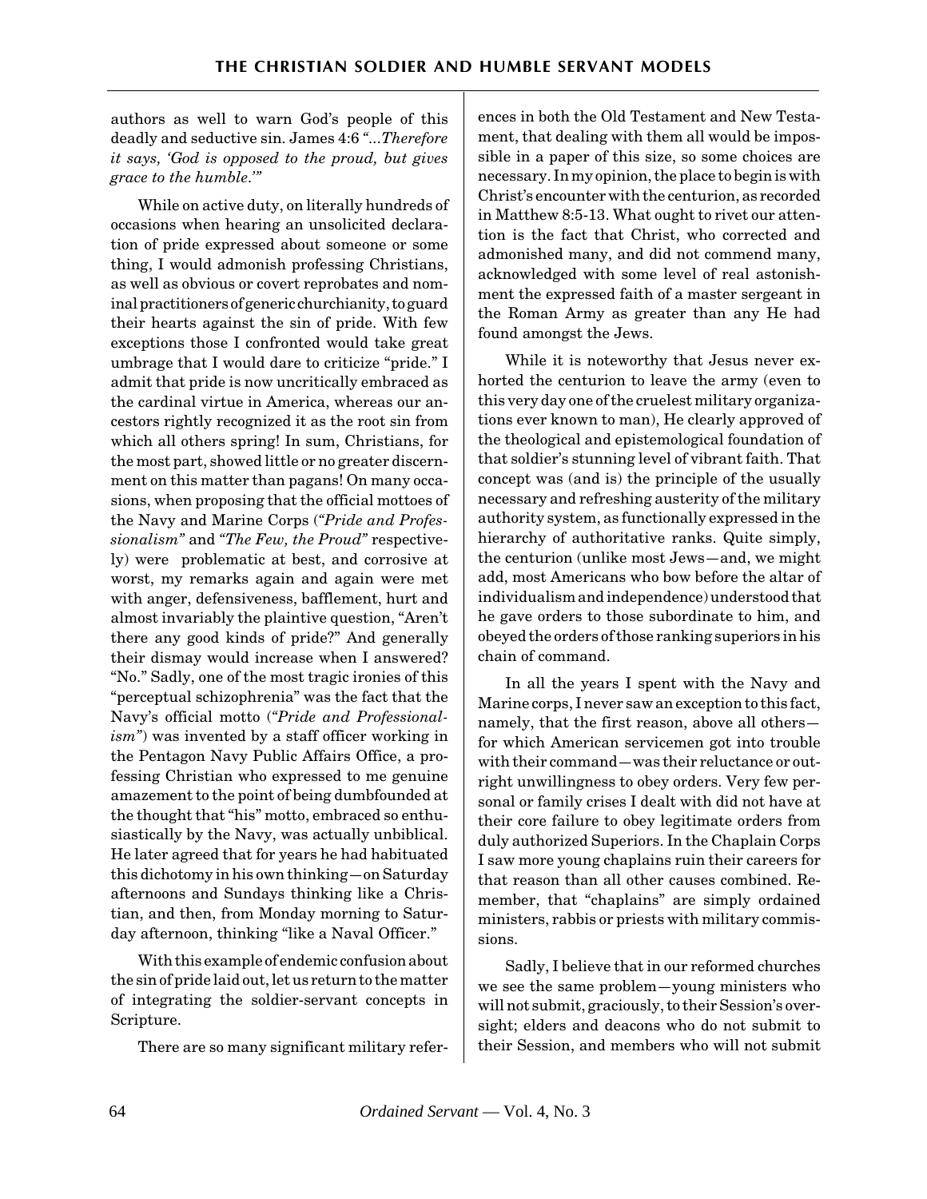authors as well to warn God's people of this deadly and seductive sin. James 4:6 "...*Therefore it says, 'God is opposed to the proud, but gives grace to the humble.'*"

While on active duty, on literally hundreds of occasions when hearing an unsolicited declaration of pride expressed about someone or some thing, I would admonish professing Christians, as well as obvious or covert reprobates and nominal practitioners of generic churchianity, to guard their hearts against the sin of pride. With few exceptions those I confronted would take great umbrage that I would dare to criticize "pride." I admit that pride is now uncritically embraced as the cardinal virtue in America, whereas our ancestors rightly recognized it as the root sin from which all others spring! In sum, Christians, for the most part, showed little or no greater discernment on this matter than pagans! On many occasions, when proposing that the official mottoes of the Navy and Marine Corps (*"Pride and Professionalism"* and *"The Few, the Proud"* respectively) were problematic at best, and corrosive at worst, my remarks again and again were met with anger, defensiveness, bafflement, hurt and almost invariably the plaintive question, "Aren't there any good kinds of pride?" And generally their dismay would increase when I answered? "No." Sadly, one of the most tragic ironies of this "perceptual schizophrenia" was the fact that the Navy's official motto (*"Pride and Professionalism"*) was invented by a staff officer working in the Pentagon Navy Public Affairs Office, a professing Christian who expressed to me genuine amazement to the point of being dumbfounded at the thought that "his" motto, embraced so enthusiastically by the Navy, was actually unbiblical. He later agreed that for years he had habituated this dichotomy in his own thinking—on Saturday afternoons and Sundays thinking like a Christian, and then, from Monday morning to Saturday afternoon, thinking "like a Naval Officer."

With this example of endemic confusion about the sin of pride laid out, let us return to the matter of integrating the soldier-servant concepts in Scripture.

There are so many significant military references in both the Old Testament and New Testament, that dealing with them all would be impossible in a paper of this size, so some choices are necessary. In my opinion, the place to begin is with Christ's encounter with the centurion, as recorded in Matthew 8:5-13. What ought to rivet our attention is the fact that Christ, who corrected and admonished many, and did not commend many, acknowledged with some level of real astonishment the expressed faith of a master sergeant in the Roman Army as greater than any He had found amongst the Jews.

While it is noteworthy that Jesus never exhorted the centurion to leave the army (even to this very day one of the cruelest military organizations ever known to man), He clearly approved of the theological and epistemological foundation of that soldier's stunning level of vibrant faith. That concept was (and is) the principle of the usually necessary and refreshing austerity of the military authority system, as functionally expressed in the hierarchy of authoritative ranks. Quite simply, the centurion (unlike most Jews—and, we might add, most Americans who bow before the altar of individualism and independence) understood that he gave orders to those subordinate to him, and obeyed the orders of those ranking superiors in his chain of command.

In all the years I spent with the Navy and Marine corps, I never saw an exception to this fact, namely, that the first reason, above all others—for which American servicemen got into trouble with their command—was their reluctance or outright unwillingness to obey orders. Very few personal or family crises I dealt with did not have at their core failure to obey legitimate orders from duly authorized Superiors. In the Chaplain Corps I saw more young chaplains ruin their careers for that reason than all other causes combined. Remember, that "chaplains" are simply ordained ministers, rabbis or priests with military commissions.

Sadly, I believe that in our reformed churches we see the same problem—young ministers who will not submit, graciously, to their Session's oversight; elders and deacons who do not submit to their Session, and members who will not submit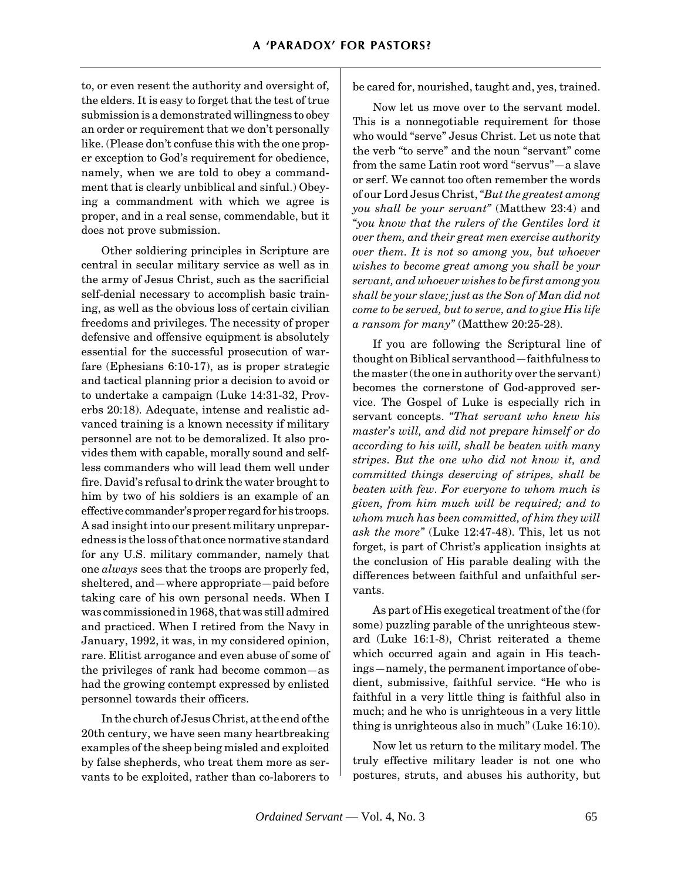to, or even resent the authority and oversight of, the elders. It is easy to forget that the test of true submission is a demonstrated willingness to obey an order or requirement that we don't personally like. (Please don't confuse this with the one proper exception to God's requirement for obedience, namely, when we are told to obey a commandment that is clearly unbiblical and sinful.) Obeying a commandment with which we agree is proper, and in a real sense, commendable, but it does not prove submission.

Other soldiering principles in Scripture are central in secular military service as well as in the army of Jesus Christ, such as the sacrificial self-denial necessary to accomplish basic training, as well as the obvious loss of certain civilian freedoms and privileges. The necessity of proper defensive and offensive equipment is absolutely essential for the successful prosecution of warfare (Ephesians 6:10-17), as is proper strategic and tactical planning prior a decision to avoid or to undertake a campaign (Luke 14:31-32, Proverbs 20:18). Adequate, intense and realistic advanced training is a known necessity if military personnel are not to be demoralized. It also provides them with capable, morally sound and selfless commanders who will lead them well under fire. David's refusal to drink the water brought to him by two of his soldiers is an example of an effective commander's proper regard for his troops. A sad insight into our present military unpreparedness is the loss of that once normative standard for any U.S. military commander, namely that one *always* sees that the troops are properly fed, sheltered, and—where appropriate—paid before taking care of his own personal needs. When I was commissioned in 1968, that was still admired and practiced. When I retired from the Navy in January, 1992, it was, in my considered opinion, rare. Elitist arrogance and even abuse of some of the privileges of rank had become common—as had the growing contempt expressed by enlisted personnel towards their officers.

In the church of Jesus Christ, at the end of the 20th century, we have seen many heartbreaking examples of the sheep being misled and exploited by false shepherds, who treat them more as servants to be exploited, rather than co-laborers to be cared for, nourished, taught and, yes, trained.

Now let us move over to the servant model. This is a nonnegotiable requirement for those who would "serve" Jesus Christ. Let us note that the verb "to serve" and the noun "servant" come from the same Latin root word "servus"—a slave or serf. We cannot too often remember the words of our Lord Jesus Christ, *"But the greatest among you shall be your servant"* (Matthew 23:4) and *"you know that the rulers of the Gentiles lord it over them, and their great men exercise authority over them. It is not so among you, but whoever wishes to become great among you shall be your servant, and whoever wishes to be first among you shall be your slave; just as the Son of Man did not come to be served, but to serve, and to give His life a ransom for many"* (Matthew 20:25-28).

If you are following the Scriptural line of thought on Biblical servanthood—faithfulness to the master (the one in authority over the servant) becomes the cornerstone of God-approved service. The Gospel of Luke is especially rich in servant concepts. *"That servant who knew his master's will, and did not prepare himself or do according to his will, shall be beaten with many stripes. But the one who did not know it, and committed things deserving of stripes, shall be beaten with few. For everyone to whom much is given, from him much will be required; and to whom much has been committed, of him they will ask the more"* (Luke 12:47-48). This, let us not forget, is part of Christ's application insights at the conclusion of His parable dealing with the differences between faithful and unfaithful servants.

As part of His exegetical treatment of the (for some) puzzling parable of the unrighteous steward (Luke 16:1-8), Christ reiterated a theme which occurred again and again in His teachings—namely, the permanent importance of obedient, submissive, faithful service. "He who is faithful in a very little thing is faithful also in much; and he who is unrighteous in a very little thing is unrighteous also in much" (Luke 16:10).

Now let us return to the military model. The truly effective military leader is not one who postures, struts, and abuses his authority, but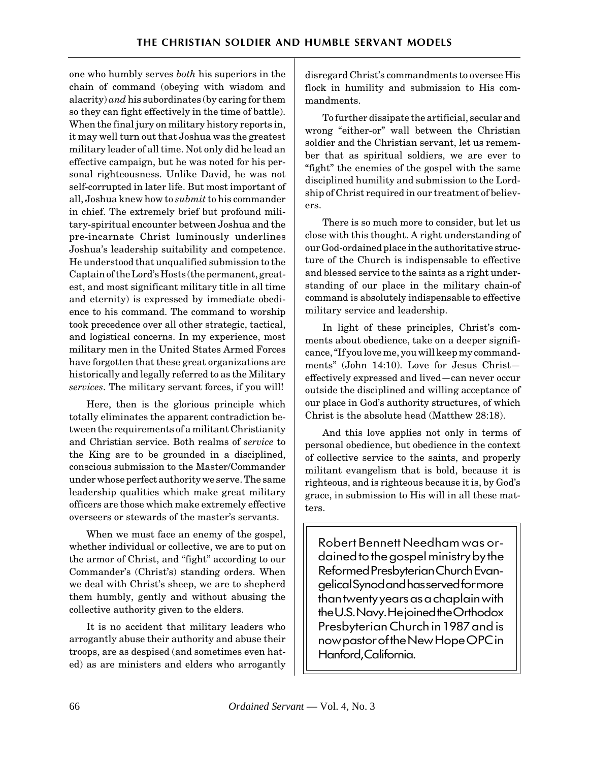one who humbly serves *both* his superiors in the chain of command (obeying with wisdom and alacrity) *and* his subordinates (by caring for them so they can fight effectively in the time of battle). When the final jury on military history reports in, it may well turn out that Joshua was the greatest military leader of all time. Not only did he lead an effective campaign, but he was noted for his personal righteousness. Unlike David, he was not self-corrupted in later life. But most important of all, Joshua knew how to *submit* to his commander in chief. The extremely brief but profound military-spiritual encounter between Joshua and the pre-incarnate Christ luminously underlines Joshua's leadership suitability and competence. He understood that unqualified submission to the Captain of the Lord's Hosts (the permanent, greatest, and most significant military title in all time and eternity) is expressed by immediate obedience to his command. The command to worship took precedence over all other strategic, tactical, and logistical concerns. In my experience, most military men in the United States Armed Forces have forgotten that these great organizations are historically and legally referred to as the Military *services*. The military servant forces, if you will!

Here, then is the glorious principle which totally eliminates the apparent contradiction between the requirements of a militant Christianity and Christian service. Both realms of *service* to the King are to be grounded in a disciplined, conscious submission to the Master/Commander under whose perfect authority we serve. The same leadership qualities which make great military officers are those which make extremely effective overseers or stewards of the master's servants.

When we must face an enemy of the gospel, whether individual or collective, we are to put on the armor of Christ, and "fight" according to our Commander's (Christ's) standing orders. When we deal with Christ's sheep, we are to shepherd them humbly, gently and without abusing the collective authority given to the elders.

It is no accident that military leaders who arrogantly abuse their authority and abuse their troops, are as despised (and sometimes even hated) as are ministers and elders who arrogantly disregard Christ's commandments to oversee His flock in humility and submission to His commandments.

To further dissipate the artificial, secular and wrong "either-or" wall between the Christian soldier and the Christian servant, let us remember that as spiritual soldiers, we are ever to "fight" the enemies of the gospel with the same disciplined humility and submission to the Lordship of Christ required in our treatment of believers.

There is so much more to consider, but let us close with this thought. A right understanding of our God-ordained place in the authoritative structure of the Church is indispensable to effective and blessed service to the saints as a right understanding of our place in the military chain-of command is absolutely indispensable to effective military service and leadership.

In light of these principles, Christ's comments about obedience, take on a deeper significance, "If you love me, you will keep my commandments" (John 14:10). Love for Jesus Christ—effectively expressed and lived—can never occur outside the disciplined and willing acceptance of our place in God's authority structures, of which Christ is the absolute head (Matthew 28:18).

And this love applies not only in terms of personal obedience, but obedience in the context of collective service to the saints, and properly militant evangelism that is bold, because it is righteous, and is righteous because it is, by God's grace, in submission to His will in all these matters.

Robert Bennett Needham was ordained to the gospel ministry by the Reformed Presbyterian Church Evangelical Synod and has served for more than twenty years as a chaplain with the U.S. Navy. He joined the Orthodox Presbyterian Church in 1987 and is now pastor of the New Hope OPC in Hanford, California.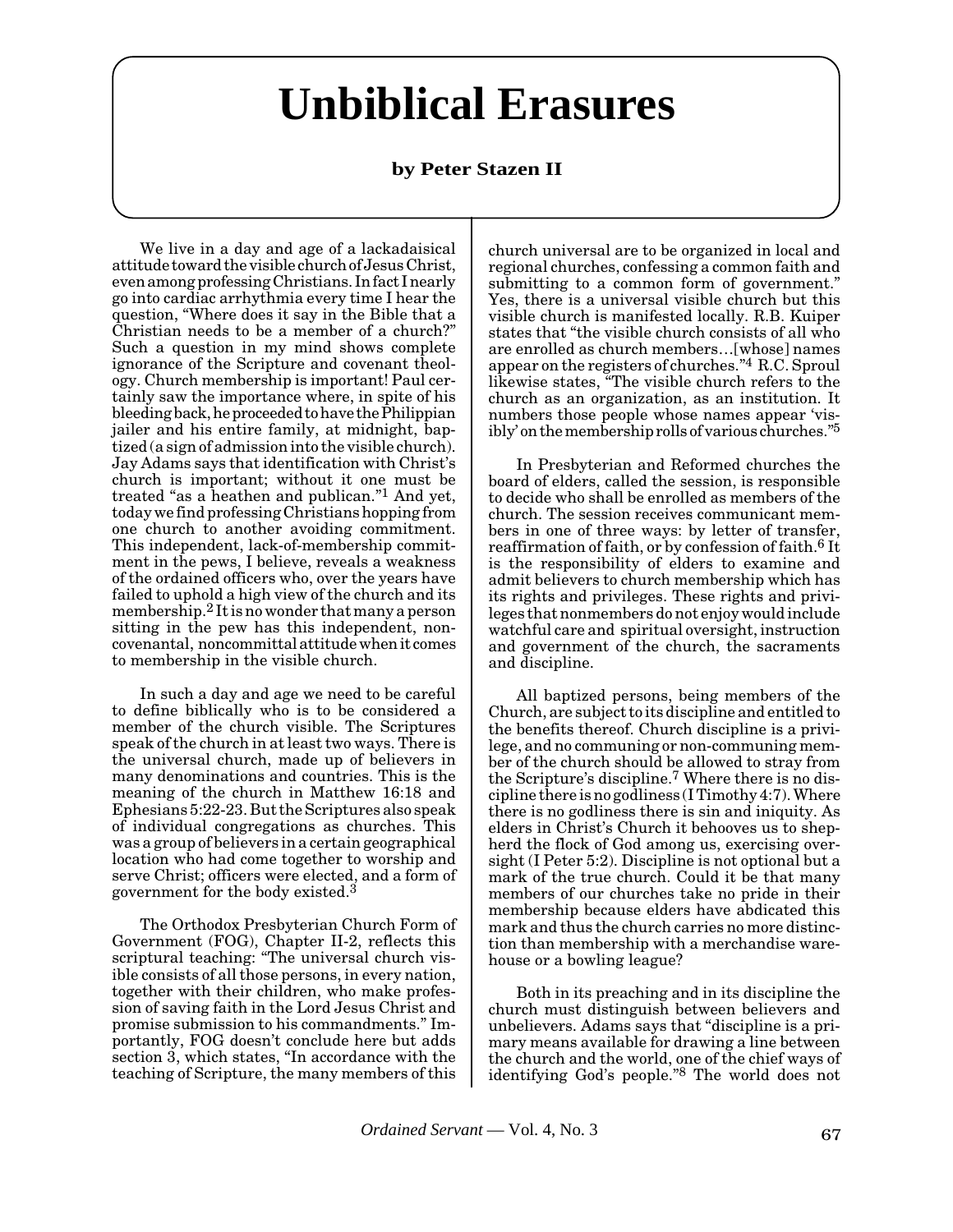# Unbiblical Erasures

**by Peter Stazen II**

We live in a day and age of a lackadaisical attitude toward the visible church of Jesus Christ, even among professing Christians. In fact I nearly go into cardiac arrhythmia every time I hear the question, "Where does it say in the Bible that a Christian needs to be a member of a church?" Such a question in my mind shows complete ignorance of the Scripture and covenant theology. Church membership is important! Paul certainly saw the importance where, in spite of his bleeding back, he proceeded to have the Philippian jailer and his entire family, at midnight, baptized (a sign of admission into the visible church). Jay Adams says that identification with Christ's church is important; without it one must be treated "as a heathen and publican."[1] And yet, today we find professing Christians hopping from one church to another avoiding commitment. This independent, lack-of-membership commitment in the pews, I believe, reveals a weakness of the ordained officers who, over the years have failed to uphold a high view of the church and its membership.[2] It is no wonder that many a person sitting in the pew has this independent, noncovenantal, noncommittal attitude when it comes to membership in the visible church.

In such a day and age we need to be careful to define biblically who is to be considered a member of the church visible. The Scriptures speak of the church in at least two ways. There is the universal church, made up of believers in many denominations and countries. This is the meaning of the church in Matthew 16:18 and Ephesians 5:22-23. But the Scriptures also speak of individual congregations as churches. This was a group of believers in a certain geographical location who had come together to worship and serve Christ; officers were elected, and a form of government for the body existed.[3]

The Orthodox Presbyterian Church Form of Government (FOG), Chapter II-2, reflects this scriptural teaching: "The universal church visible consists of all those persons, in every nation, together with their children, who make profession of saving faith in the Lord Jesus Christ and promise submission to his commandments." Importantly, FOG doesn't conclude here but adds section 3, which states, "In accordance with the teaching of Scripture, the many members of this church universal are to be organized in local and regional churches, confessing a common faith and submitting to a common form of government." Yes, there is a universal visible church but this visible church is manifested locally. R.B. Kuiper states that "the visible church consists of all who are enrolled as church members…[whose] names appear on the registers of churches."[4] R.C. Sproul likewise states, "The visible church refers to the church as an organization, as an institution. It numbers those people whose names appear 'visibly' on the membership rolls of various churches."[5]

In Presbyterian and Reformed churches the board of elders, called the session, is responsible to decide who shall be enrolled as members of the church. The session receives communicant members in one of three ways: by letter of transfer, reaffirmation of faith, or by confession of faith.[6] It is the responsibility of elders to examine and admit believers to church membership which has its rights and privileges. These rights and privileges that nonmembers do not enjoy would include watchful care and spiritual oversight, instruction and government of the church, the sacraments and discipline.

All baptized persons, being members of the Church, are subject to its discipline and entitled to the benefits thereof. Church discipline is a privilege, and no communing or non-communing member of the church should be allowed to stray from the Scripture's discipline.[7] Where there is no discipline there is no godliness (I Timothy 4:7). Where there is no godliness there is sin and iniquity. As elders in Christ's Church it behooves us to shepherd the flock of God among us, exercising oversight (I Peter 5:2). Discipline is not optional but a mark of the true church. Could it be that many members of our churches take no pride in their membership because elders have abdicated this mark and thus the church carries no more distinction than membership with a merchandise warehouse or a bowling league?

Both in its preaching and in its discipline the church must distinguish between believers and unbelievers. Adams says that "discipline is a primary means available for drawing a line between the church and the world, one of the chief ways of identifying God's people."[8] The world does not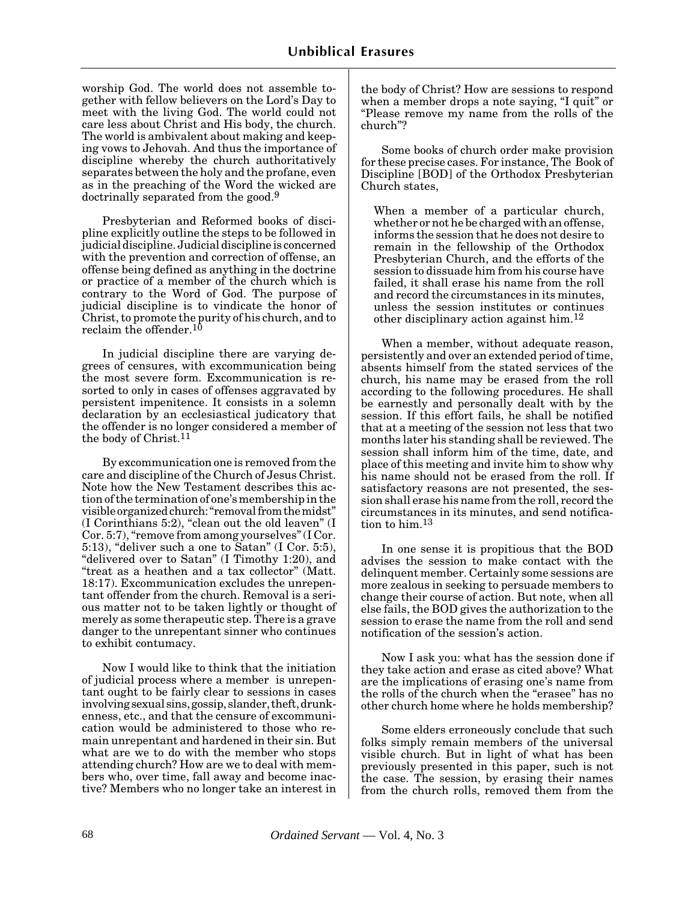worship God. The world does not assemble together with fellow believers on the Lord's Day to meet with the living God. The world could not care less about Christ and His body, the church. The world is ambivalent about making and keeping vows to Jehovah. And thus the importance of discipline whereby the church authoritatively separates between the holy and the profane, even as in the preaching of the Word the wicked are doctrinally separated from the good.[9]

Presbyterian and Reformed books of discipline explicitly outline the steps to be followed in judicial discipline. Judicial discipline is concerned with the prevention and correction of offense, an offense being defined as anything in the doctrine or practice of a member of the church which is contrary to the Word of God. The purpose of judicial discipline is to vindicate the honor of Christ, to promote the purity of his church, and to reclaim the offender.[10]

In judicial discipline there are varying degrees of censures, with excommunication being the most severe form. Excommunication is resorted to only in cases of offenses aggravated by persistent impenitence. It consists in a solemn declaration by an ecclesiastical judicatory that the offender is no longer considered a member of the body of Christ.[11]

By excommunication one is removed from the care and discipline of the Church of Jesus Christ. Note how the New Testament describes this action of the termination of one's membership in the visible organized church: "removal from the midst" (I Corinthians 5:2), "clean out the old leaven" (I Cor. 5:7), "remove from among yourselves" (I Cor. 5:13), "deliver such a one to Satan" (I Cor. 5:5), "delivered over to Satan" (I Timothy 1:20), and "treat as a heathen and a tax collector" (Matt. 18:17). Excommunication excludes the unrepentant offender from the church. Removal is a serious matter not to be taken lightly or thought of merely as some therapeutic step. There is a grave danger to the unrepentant sinner who continues to exhibit contumacy.

Now I would like to think that the initiation of judicial process where a member is unrepentant ought to be fairly clear to sessions in cases involving sexual sins, gossip, slander, theft, drunkenness, etc., and that the censure of excommunication would be administered to those who remain unrepentant and hardened in their sin. But what are we to do with the member who stops attending church? How are we to deal with members who, over time, fall away and become inactive? Members who no longer take an interest in the body of Christ? How are sessions to respond when a member drops a note saying, "I quit" or "Please remove my name from the rolls of the church"?

Some books of church order make provision for these precise cases. For instance, The Book of Discipline [BOD] of the Orthodox Presbyterian Church states,

> When a member of a particular church, whether or not he be charged with an offense, informs the session that he does not desire to remain in the fellowship of the Orthodox Presbyterian Church, and the efforts of the session to dissuade him from his course have failed, it shall erase his name from the roll and record the circumstances in its minutes, unless the session institutes or continues other disciplinary action against him.[12]
>
> When a member, without adequate reason, persistently and over an extended period of time, absents himself from the stated services of the church, his name may be erased from the roll according to the following procedures. He shall be earnestly and personally dealt with by the session. If this effort fails, he shall be notified that at a meeting of the session not less that two months later his standing shall be reviewed. The session shall inform him of the time, date, and place of this meeting and invite him to show why his name should not be erased from the roll. If satisfactory reasons are not presented, the session shall erase his name from the roll, record the circumstances in its minutes, and send notification to him.[13]

In one sense it is propitious that the BOD advises the session to make contact with the delinquent member. Certainly some sessions are more zealous in seeking to persuade members to change their course of action. But note, when all else fails, the BOD gives the authorization to the session to erase the name from the roll and send notification of the session's action.

Now I ask you: what has the session done if they take action and erase as cited above? What are the implications of erasing one's name from the rolls of the church when the "erasee" has no other church home where he holds membership?

Some elders erroneously conclude that such folks simply remain members of the universal visible church. But in light of what has been previously presented in this paper, such is not the case. The session, by erasing their names from the church rolls, removed them from the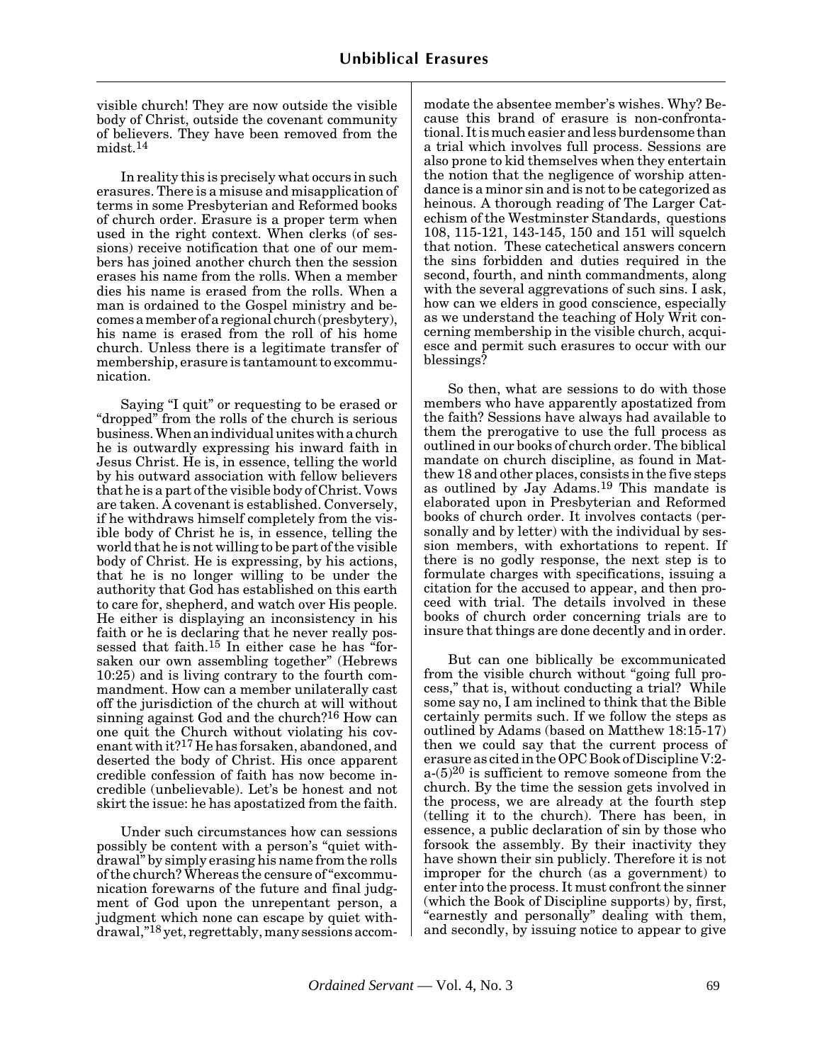visible church! They are now outside the visible body of Christ, outside the covenant community of believers. They have been removed from the midst.[14]

In reality this is precisely what occurs in such erasures. There is a misuse and misapplication of terms in some Presbyterian and Reformed books of church order. Erasure is a proper term when used in the right context. When clerks (of sessions) receive notification that one of our members has joined another church then the session erases his name from the rolls. When a member dies his name is erased from the rolls. When a man is ordained to the Gospel ministry and becomes a member of a regional church (presbytery), his name is erased from the roll of his home church. Unless there is a legitimate transfer of membership, erasure is tantamount to excommunication.

Saying "I quit" or requesting to be erased or "dropped" from the rolls of the church is serious business. When an individual unites with a church he is outwardly expressing his inward faith in Jesus Christ. He is, in essence, telling the world by his outward association with fellow believers that he is a part of the visible body of Christ. Vows are taken. A covenant is established. Conversely, if he withdraws himself completely from the visible body of Christ he is, in essence, telling the world that he is not willing to be part of the visible body of Christ. He is expressing, by his actions, that he is no longer willing to be under the authority that God has established on this earth to care for, shepherd, and watch over His people. He either is displaying an inconsistency in his faith or he is declaring that he never really possessed that faith.[15] In either case he has "forsaken our own assembling together" (Hebrews 10:25) and is living contrary to the fourth commandment. How can a member unilaterally cast off the jurisdiction of the church at will without sinning against God and the church?[16] How can one quit the Church without violating his covenant with it?[17] He has forsaken, abandoned, and deserted the body of Christ. His once apparent credible confession of faith has now become incredible (unbelievable). Let's be honest and not skirt the issue: he has apostatized from the faith.

Under such circumstances how can sessions possibly be content with a person's "quiet withdrawal" by simply erasing his name from the rolls of the church? Whereas the censure of "excommunication forewarns of the future and final judgment of God upon the unrepentant person, a judgment which none can escape by quiet withdrawal,"[18] yet, regrettably, many sessions accommodate the absentee member's wishes. Why? Because this brand of erasure is non-confrontational. It is much easier and less burdensome than a trial which involves full process. Sessions are also prone to kid themselves when they entertain the notion that the negligence of worship attendance is a minor sin and is not to be categorized as heinous. A thorough reading of The Larger Catechism of the Westminster Standards, questions 108, 115-121, 143-145, 150 and 151 will squelch that notion. These catechetical answers concern the sins forbidden and duties required in the second, fourth, and ninth commandments, along with the several aggrevations of such sins. I ask, how can we elders in good conscience, especially as we understand the teaching of Holy Writ concerning membership in the visible church, acquiesce and permit such erasures to occur with our blessings?

So then, what are sessions to do with those members who have apparently apostatized from the faith? Sessions have always had available to them the prerogative to use the full process as outlined in our books of church order. The biblical mandate on church discipline, as found in Matthew 18 and other places, consists in the five steps as outlined by Jay Adams.[19] This mandate is elaborated upon in Presbyterian and Reformed books of church order. It involves contacts (personally and by letter) with the individual by session members, with exhortations to repent. If there is no godly response, the next step is to formulate charges with specifications, issuing a citation for the accused to appear, and then proceed with trial. The details involved in these books of church order concerning trials are to insure that things are done decently and in order.

But can one biblically be excommunicated from the visible church without "going full process," that is, without conducting a trial? While some say no, I am inclined to think that the Bible certainly permits such. If we follow the steps as outlined by Adams (based on Matthew 18:15-17) then we could say that the current process of erasure as cited in the OPC Book of Discipline V:2-a-(5)[20] is sufficient to remove someone from the church. By the time the session gets involved in the process, we are already at the fourth step (telling it to the church). There has been, in essence, a public declaration of sin by those who forsook the assembly. By their inactivity they have shown their sin publicly. Therefore it is not improper for the church (as a government) to enter into the process. It must confront the sinner (which the Book of Discipline supports) by, first, "earnestly and personally" dealing with them, and secondly, by issuing notice to appear to give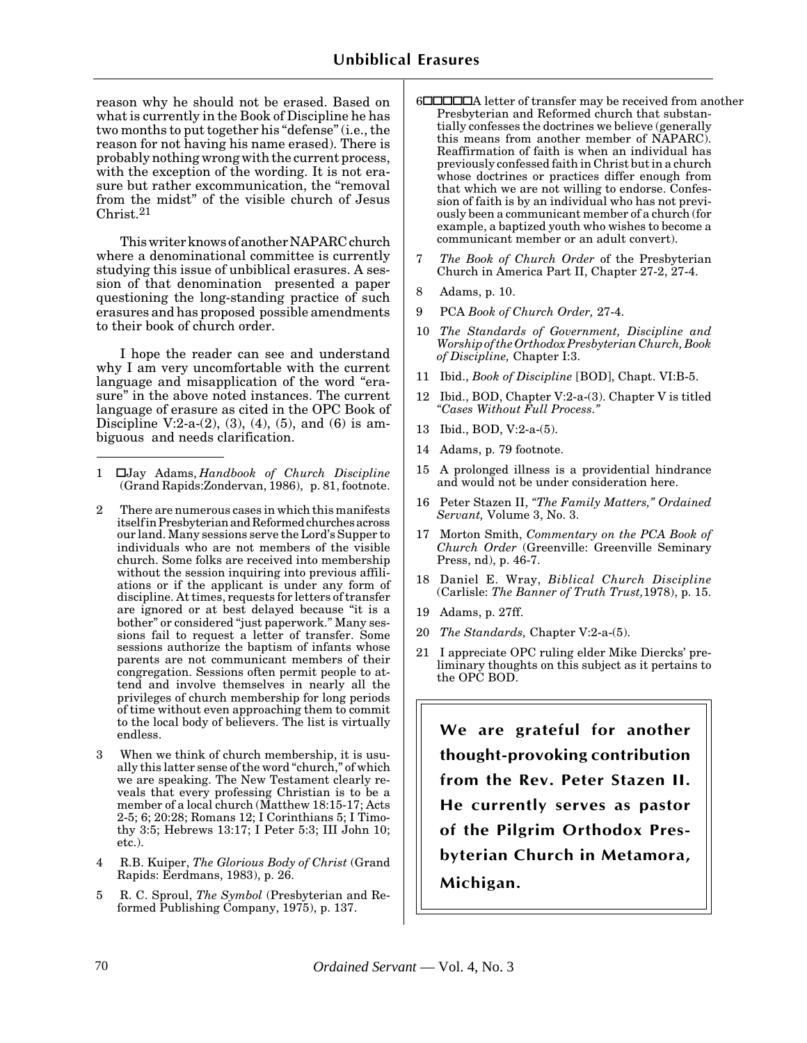reason why he should not be erased. Based on what is currently in the Book of Discipline he has two months to put together his "defense" (i.e., the reason for not having his name erased). There is probably nothing wrong with the current process, with the exception of the wording. It is not erasure but rather excommunication, the "removal from the midst" of the visible church of Jesus Christ.[21]

This writer knows of another NAPARC church where a denominational committee is currently studying this issue of unbiblical erasures. A session of that denomination presented a paper questioning the long-standing practice of such erasures and has proposed possible amendments to their book of church order.

I hope the reader can see and understand why I am very uncomfortable with the current language and misapplication of the word "erasure" in the above noted instances. The current language of erasure as cited in the OPC Book of Discipline V:2-a-(2), (3), (4), (5), and (6) is ambiguous and needs clarification.

---

1 Jay Adams, *Handbook of Church Discipline* (Grand Rapids:Zondervan, 1986), p. 81, footnote.

2 There are numerous cases in which this manifests itself in Presbyterian and Reformed churches across our land. Many sessions serve the Lord's Supper to individuals who are not members of the visible church. Some folks are received into membership without the session inquiring into previous affiliations or if the applicant is under any form of discipline. At times, requests for letters of transfer are ignored or at best delayed because "it is a bother" or considered "just paperwork." Many sessions fail to request a letter of transfer. Some sessions authorize the baptism of infants whose parents are not communicant members of their congregation. Sessions often permit people to attend and involve themselves in nearly all the privileges of church membership for long periods of time without even approaching them to commit to the local body of believers. The list is virtually endless.

3 When we think of church membership, it is usually this latter sense of the word "church," of which we are speaking. The New Testament clearly reveals that every professing Christian is to be a member of a local church (Matthew 18:15-17; Acts 2-5; 6; 20:28; Romans 12; I Corinthians 5; I Timothy 3:5; Hebrews 13:17; I Peter 5:3; III John 10; etc.).

4 R.B. Kuiper, *The Glorious Body of Christ* (Grand Rapids: Eerdmans, 1983), p. 26.

5 R. C. Sproul, *The Symbol* (Presbyterian and Reformed Publishing Company, 1975), p. 137.

6 A letter of transfer may be received from another Presbyterian and Reformed church that substantially confesses the doctrines we believe (generally this means from another member of NAPARC). Reaffirmation of faith is when an individual has previously confessed faith in Christ but in a church whose doctrines or practices differ enough from that which we are not willing to endorse. Confession of faith is by an individual who has not previously been a communicant member of a church (for example, a baptized youth who wishes to become a communicant member or an adult convert).

7 *The Book of Church Order* of the Presbyterian Church in America Part II, Chapter 27-2, 27-4.

8 Adams, p. 10.

9 PCA *Book of Church Order,* 27-4.

10 *The Standards of Government, Discipline and Worship of the Orthodox Presbyterian Church, Book of Discipline,* Chapter I:3.

11 Ibid., *Book of Discipline* [BOD], Chapt. VI:B-5.

12 Ibid., BOD, Chapter V:2-a-(3). Chapter V is titled *"Cases Without Full Process."*

13 Ibid., BOD, V:2-a-(5).

14 Adams, p. 79 footnote.

15 A prolonged illness is a providential hindrance and would not be under consideration here.

16 Peter Stazen II, *"The Family Matters," Ordained Servant,* Volume 3, No. 3.

17 Morton Smith, *Commentary on the PCA Book of Church Order* (Greenville: Greenville Seminary Press, nd), p. 46-7.

18 Daniel E. Wray, *Biblical Church Discipline* (Carlisle: *The Banner of Truth Trust,*1978), p. 15.

19 Adams, p. 27ff.

20 *The Standards,* Chapter V:2-a-(5).

21 I appreciate OPC ruling elder Mike Diercks' preliminary thoughts on this subject as it pertains to the OPC BOD.

**We are grateful for another thought-provoking contribution from the Rev. Peter Stazen II. He currently serves as pastor of the Pilgrim Orthodox Presbyterian Church in Metamora, Michigan.**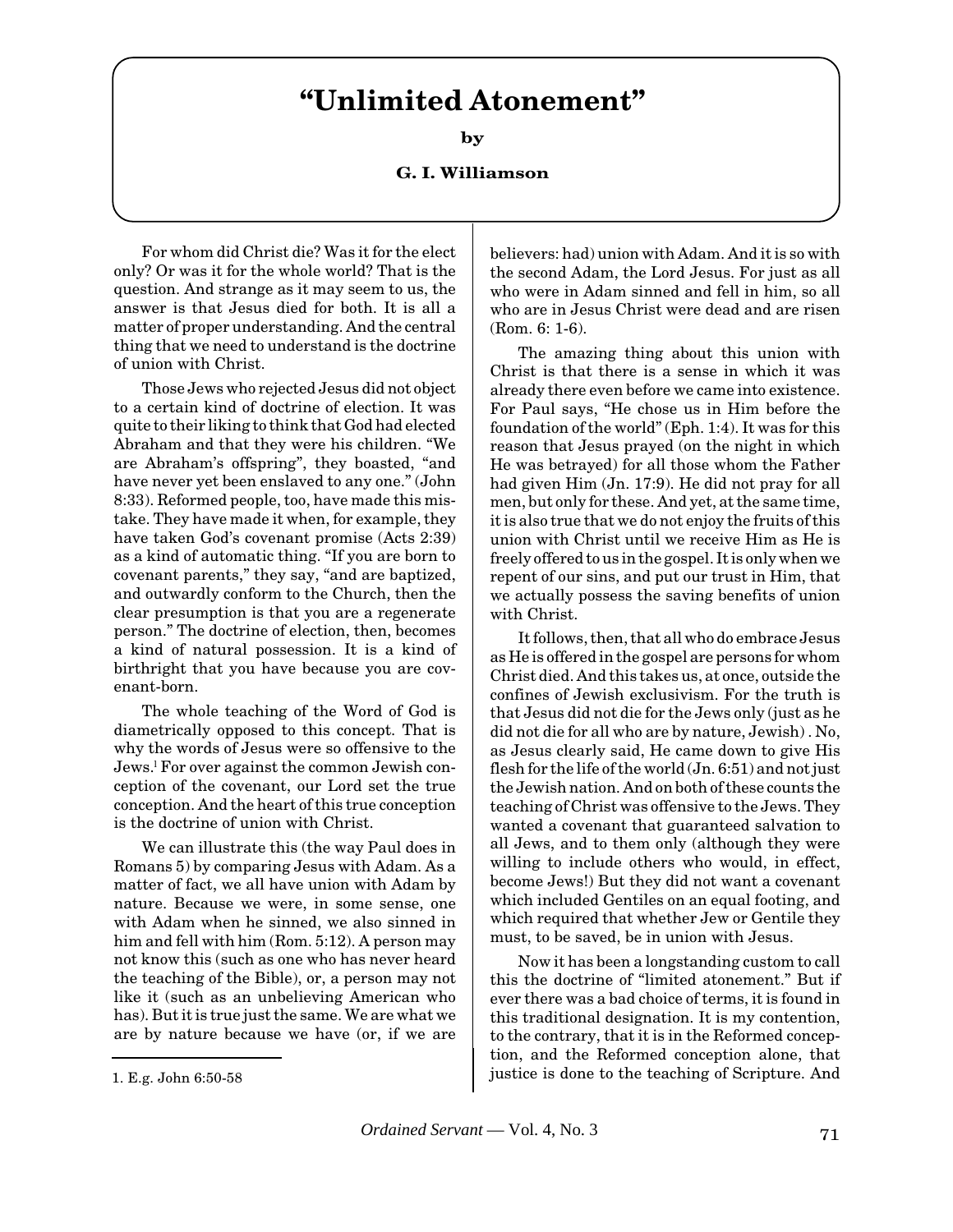# "Unlimited Atonement"

**by**

**G. I. Williamson**

For whom did Christ die? Was it for the elect only? Or was it for the whole world? That is the question. And strange as it may seem to us, the answer is that Jesus died for both. It is all a matter of proper understanding. And the central thing that we need to understand is the doctrine of union with Christ.

Those Jews who rejected Jesus did not object to a certain kind of doctrine of election. It was quite to their liking to think that God had elected Abraham and that they were his children. "We are Abraham's offspring", they boasted, "and have never yet been enslaved to any one." (John 8:33). Reformed people, too, have made this mistake. They have made it when, for example, they have taken God's covenant promise (Acts 2:39) as a kind of automatic thing. "If you are born to covenant parents," they say, "and are baptized, and outwardly conform to the Church, then the clear presumption is that you are a regenerate person." The doctrine of election, then, becomes a kind of natural possession. It is a kind of birthright that you have because you are covenant-born.

The whole teaching of the Word of God is diametrically opposed to this concept. That is why the words of Jesus were so offensive to the Jews.[1] For over against the common Jewish conception of the covenant, our Lord set the true conception. And the heart of this true conception is the doctrine of union with Christ.

We can illustrate this (the way Paul does in Romans 5) by comparing Jesus with Adam. As a matter of fact, we all have union with Adam by nature. Because we were, in some sense, one with Adam when he sinned, we also sinned in him and fell with him (Rom. 5:12). A person may not know this (such as one who has never heard the teaching of the Bible), or, a person may not like it (such as an unbelieving American who has). But it is true just the same. We are what we are by nature because we have (or, if we are believers: had) union with Adam. And it is so with the second Adam, the Lord Jesus. For just as all who were in Adam sinned and fell in him, so all who are in Jesus Christ were dead and are risen (Rom. 6: 1-6).

The amazing thing about this union with Christ is that there is a sense in which it was already there even before we came into existence. For Paul says, "He chose us in Him before the foundation of the world" (Eph. 1:4). It was for this reason that Jesus prayed (on the night in which He was betrayed) for all those whom the Father had given Him (Jn. 17:9). He did not pray for all men, but only for these. And yet, at the same time, it is also true that we do not enjoy the fruits of this union with Christ until we receive Him as He is freely offered to us in the gospel. It is only when we repent of our sins, and put our trust in Him, that we actually possess the saving benefits of union with Christ.

It follows, then, that all who do embrace Jesus as He is offered in the gospel are persons for whom Christ died. And this takes us, at once, outside the confines of Jewish exclusivism. For the truth is that Jesus did not die for the Jews only (just as he did not die for all who are by nature, Jewish) . No, as Jesus clearly said, He came down to give His flesh for the life of the world (Jn. 6:51) and not just the Jewish nation. And on both of these counts the teaching of Christ was offensive to the Jews. They wanted a covenant that guaranteed salvation to all Jews, and to them only (although they were willing to include others who would, in effect, become Jews!) But they did not want a covenant which included Gentiles on an equal footing, and which required that whether Jew or Gentile they must, to be saved, be in union with Jesus.

Now it has been a longstanding custom to call this the doctrine of "limited atonement." But if ever there was a bad choice of terms, it is found in this traditional designation. It is my contention, to the contrary, that it is in the Reformed conception, and the Reformed conception alone, that justice is done to the teaching of Scripture. And

1. E.g. John 6:50-58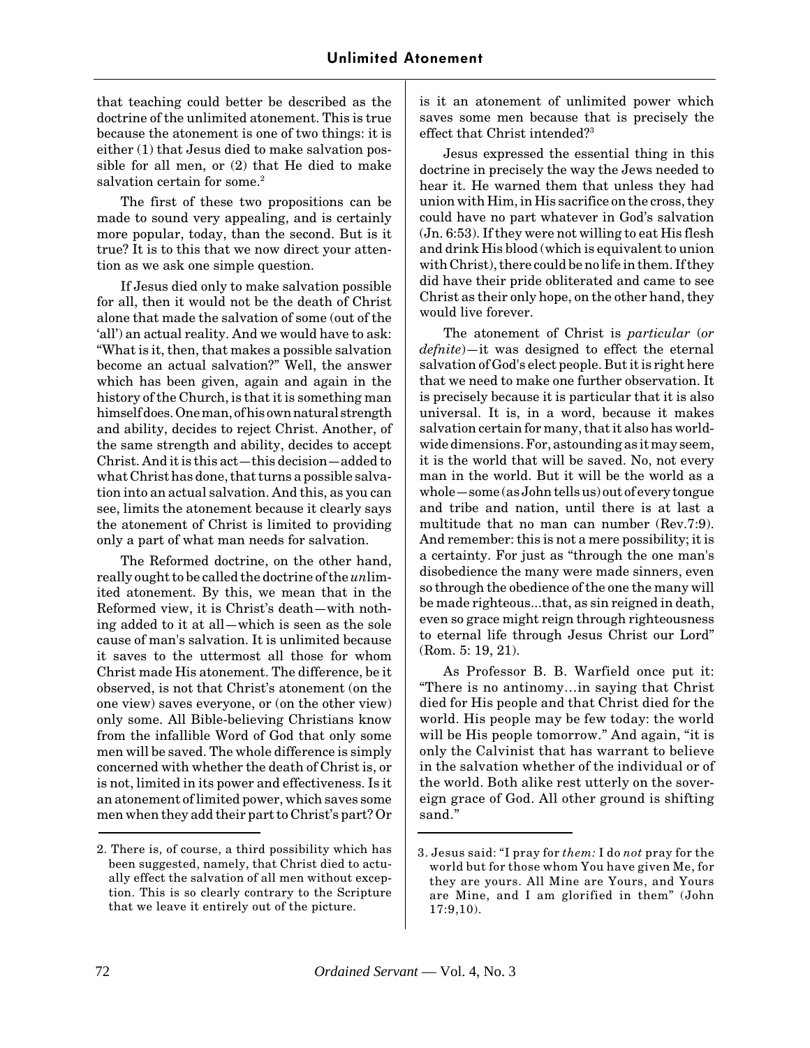that teaching could better be described as the doctrine of the unlimited atonement. This is true because the atonement is one of two things: it is either (1) that Jesus died to make salvation possible for all men, or (2) that He died to make salvation certain for some.[2]

The first of these two propositions can be made to sound very appealing, and is certainly more popular, today, than the second. But is it true? It is to this that we now direct your attention as we ask one simple question.

If Jesus died only to make salvation possible for all, then it would not be the death of Christ alone that made the salvation of some (out of the 'all') an actual reality. And we would have to ask: "What is it, then, that makes a possible salvation become an actual salvation?" Well, the answer which has been given, again and again in the history of the Church, is that it is something man himself does. One man, of his own natural strength and ability, decides to reject Christ. Another, of the same strength and ability, decides to accept Christ. And it is this act—this decision—added to what Christ has done, that turns a possible salvation into an actual salvation. And this, as you can see, limits the atonement because it clearly says the atonement of Christ is limited to providing only a part of what man needs for salvation.

The Reformed doctrine, on the other hand, really ought to be called the doctrine of the *un*limited atonement. By this, we mean that in the Reformed view, it is Christ's death—with nothing added to it at all—which is seen as the sole cause of man's salvation. It is unlimited because it saves to the uttermost all those for whom Christ made His atonement. The difference, be it observed, is not that Christ's atonement (on the one view) saves everyone, or (on the other view) only some. All Bible-believing Christians know from the infallible Word of God that only some men will be saved. The whole difference is simply concerned with whether the death of Christ is, or is not, limited in its power and effectiveness. Is it an atonement of limited power, which saves some men when they add their part to Christ's part? Or is it an atonement of unlimited power which saves some men because that is precisely the effect that Christ intended?[3]

Jesus expressed the essential thing in this doctrine in precisely the way the Jews needed to hear it. He warned them that unless they had union with Him, in His sacrifice on the cross, they could have no part whatever in God's salvation (Jn. 6:53). If they were not willing to eat His flesh and drink His blood (which is equivalent to union with Christ), there could be no life in them. If they did have their pride obliterated and came to see Christ as their only hope, on the other hand, they would live forever.

The atonement of Christ is *particular* (*or defnite*)—it was designed to effect the eternal salvation of God's elect people. But it is right here that we need to make one further observation. It is precisely because it is particular that it is also universal. It is, in a word, because it makes salvation certain for many, that it also has world-wide dimensions. For, astounding as it may seem, it is the world that will be saved. No, not every man in the world. But it will be the world as a whole—some (as John tells us) out of every tongue and tribe and nation, until there is at last a multitude that no man can number (Rev.7:9). And remember: this is not a mere possibility; it is a certainty. For just as "through the one man's disobedience the many were made sinners, even so through the obedience of the one the many will be made righteous...that, as sin reigned in death, even so grace might reign through righteousness to eternal life through Jesus Christ our Lord" (Rom. 5: 19, 21).

As Professor B. B. Warfield once put it: "There is no antinomy…in saying that Christ died for His people and that Christ died for the world. His people may be few today: the world will be His people tomorrow." And again, "it is only the Calvinist that has warrant to believe in the salvation whether of the individual or of the world. Both alike rest utterly on the sovereign grace of God. All other ground is shifting sand."

---

2. There is, of course, a third possibility which has been suggested, namely, that Christ died to actually effect the salvation of all men without exception. This is so clearly contrary to the Scripture that we leave it entirely out of the picture.

3. Jesus said: "I pray for *them:* I do *not* pray for the world but for those whom You have given Me, for they are yours. All Mine are Yours, and Yours are Mine, and I am glorified in them" (John 17:9,10).